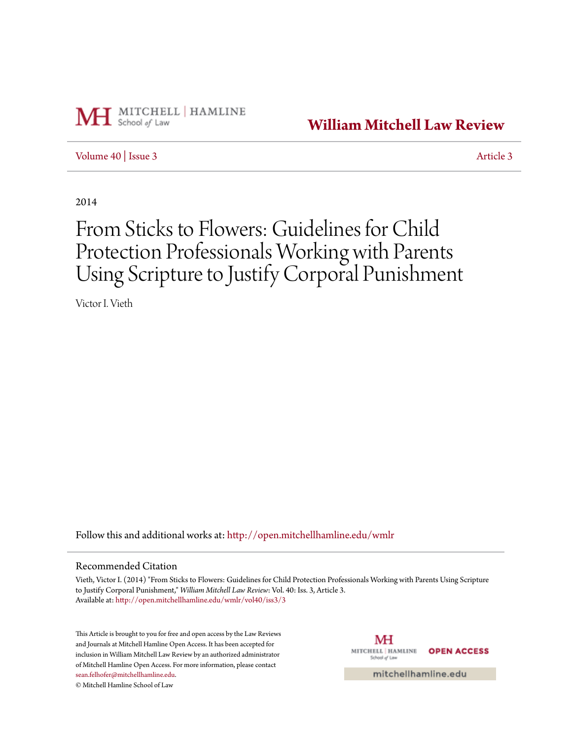William Mitchell Law Review

Volume 40 | Issue 3 Article 3

2014

# From Sticks to Flowers: Guidelines for Child Protection Professionals Working with Parents Using Scripture to Justify Corporal Punishment

Victor I. Vieth

Follow this and additional works at: http://open.mitchellhamline.edu/wmlr

## Recommended Citation

Vieth, Victor I. (2014) "From Sticks to Flowers: Guidelines for Child Protection Professionals Working with Parents Using Scripture to Justify Corporal Punishment," *William Mitchell Law Review*: Vol. 40: Iss. 3, Article 3.
Available at: http://open.mitchellhamline.edu/wmlr/vol40/iss3/3

This Article is brought to you for free and open access by the Law Reviews and Journals at Mitchell Hamline Open Access. It has been accepted for inclusion in William Mitchell Law Review by an authorized administrator of Mitchell Hamline Open Access. For more information, please contact sean.felhofer@mitchellhamline.edu.
© Mitchell Hamline School of Law

mitchellhamline.edu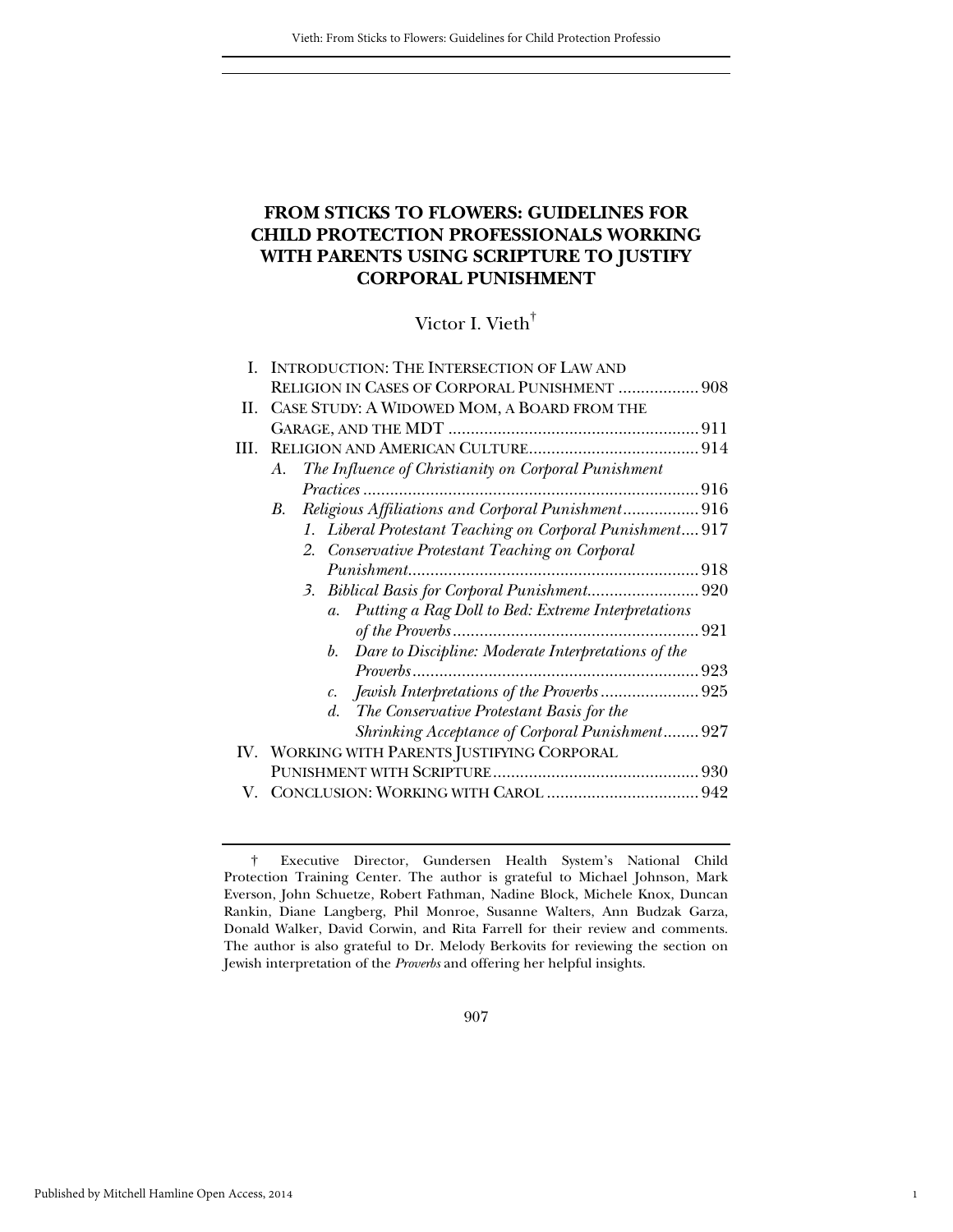# FROM STICKS TO FLOWERS: GUIDELINES FOR CHILD PROTECTION PROFESSIONALS WORKING WITH PARENTS USING SCRIPTURE TO JUSTIFY CORPORAL PUNISHMENT

Victor I. Vieth[†]

I. INTRODUCTION: THE INTERSECTION OF LAW AND RELIGION IN CASES OF CORPORAL PUNISHMENT .................. 908

II. CASE STUDY: A WIDOWED MOM, A BOARD FROM THE GARAGE, AND THE MDT ........................................................ 911

III. RELIGION AND AMERICAN CULTURE...................................... 914

- A. *The Influence of Christianity on Corporal Punishment Practices* ........................................................................... 916
- B. *Religious Affiliations and Corporal Punishment*................. 916
  1. *Liberal Protestant Teaching on Corporal Punishment*.... 917
  2. *Conservative Protestant Teaching on Corporal Punishment*................................................................. 918
  3. *Biblical Basis for Corporal Punishment*......................... 920
     - a. *Putting a Rag Doll to Bed: Extreme Interpretations of the Proverbs*....................................................... 921
     - b. *Dare to Discipline: Moderate Interpretations of the Proverbs*................................................................ 923
     - c. *Jewish Interpretations of the Proverbs*...................... 925
     - d. *The Conservative Protestant Basis for the Shrinking Acceptance of Corporal Punishment*........ 927

IV. WORKING WITH PARENTS JUSTIFYING CORPORAL PUNISHMENT WITH SCRIPTURE.............................................. 930

V. CONCLUSION: WORKING WITH CAROL .................................. 942

---

† Executive Director, Gundersen Health System's National Child Protection Training Center. The author is grateful to Michael Johnson, Mark Everson, John Schuetze, Robert Fathman, Nadine Block, Michele Knox, Duncan Rankin, Diane Langberg, Phil Monroe, Susanne Walters, Ann Budzak Garza, Donald Walker, David Corwin, and Rita Farrell for their review and comments. The author is also grateful to Dr. Melody Berkovits for reviewing the section on Jewish interpretation of the *Proverbs* and offering her helpful insights.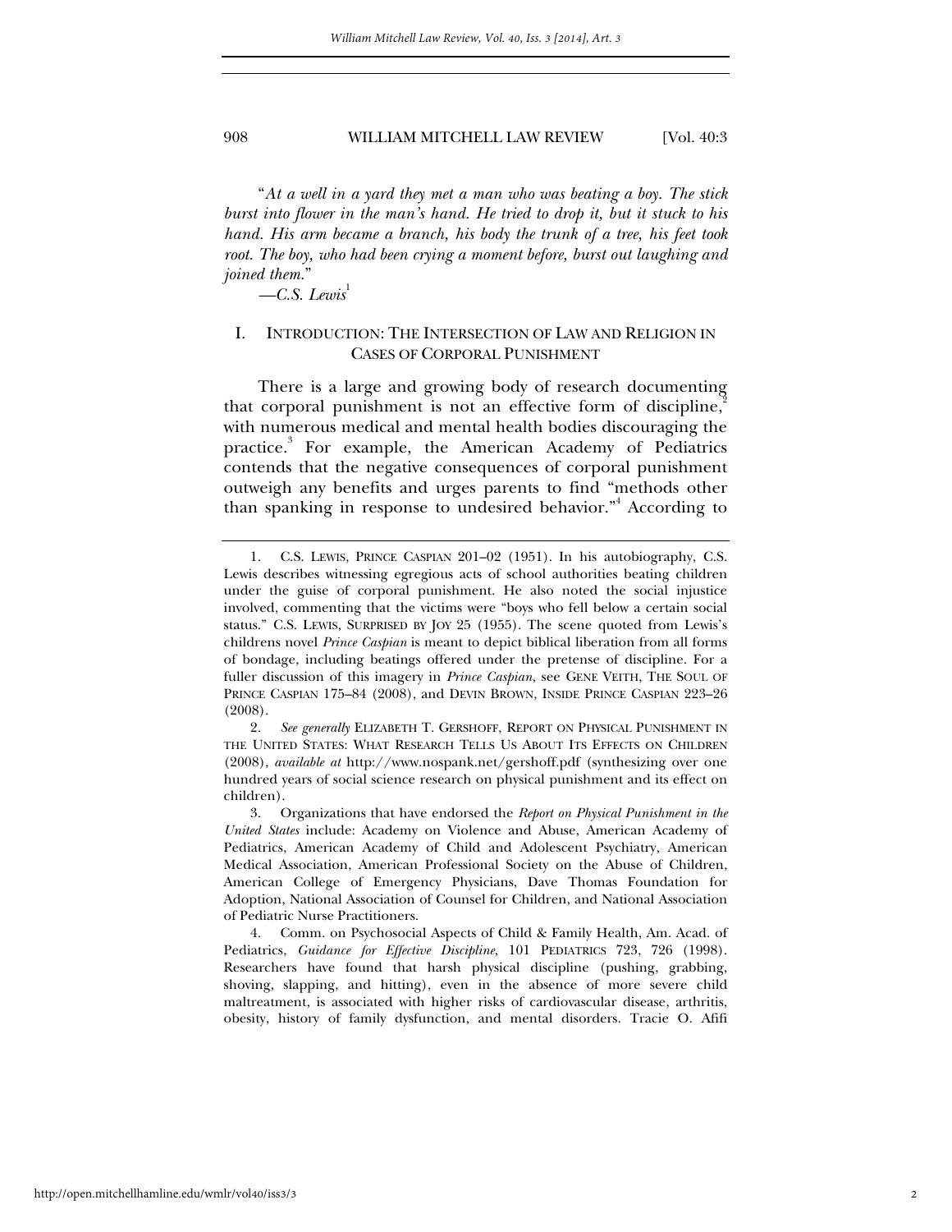"*At a well in a yard they met a man who was beating a boy. The stick burst into flower in the man's hand. He tried to drop it, but it stuck to his hand. His arm became a branch, his body the trunk of a tree, his feet took root. The boy, who had been crying a moment before, burst out laughing and joined them.*"

—*C.S. Lewis*[1]

## I. INTRODUCTION: THE INTERSECTION OF LAW AND RELIGION IN CASES OF CORPORAL PUNISHMENT

There is a large and growing body of research documenting that corporal punishment is not an effective form of discipline,[2] with numerous medical and mental health bodies discouraging the practice.[3] For example, the American Academy of Pediatrics contends that the negative consequences of corporal punishment outweigh any benefits and urges parents to find "methods other than spanking in response to undesired behavior."[4] According to

---

1. C.S. LEWIS, PRINCE CASPIAN 201–02 (1951). In his autobiography, C.S. Lewis describes witnessing egregious acts of school authorities beating children under the guise of corporal punishment. He also noted the social injustice involved, commenting that the victims were "boys who fell below a certain social status." C.S. LEWIS, SURPRISED BY JOY 25 (1955). The scene quoted from Lewis's childrens novel *Prince Caspian* is meant to depict biblical liberation from all forms of bondage, including beatings offered under the pretense of discipline. For a fuller discussion of this imagery in *Prince Caspian*, see GENE VEITH, THE SOUL OF PRINCE CASPIAN 175–84 (2008), and DEVIN BROWN, INSIDE PRINCE CASPIAN 223–26 (2008).

2. *See generally* ELIZABETH T. GERSHOFF, REPORT ON PHYSICAL PUNISHMENT IN THE UNITED STATES: WHAT RESEARCH TELLS US ABOUT ITS EFFECTS ON CHILDREN (2008), *available at* http://www.nospank.net/gershoff.pdf (synthesizing over one hundred years of social science research on physical punishment and its effect on children).

3. Organizations that have endorsed the *Report on Physical Punishment in the United States* include: Academy on Violence and Abuse, American Academy of Pediatrics, American Academy of Child and Adolescent Psychiatry, American Medical Association, American Professional Society on the Abuse of Children, American College of Emergency Physicians, Dave Thomas Foundation for Adoption, National Association of Counsel for Children, and National Association of Pediatric Nurse Practitioners.

4. Comm. on Psychosocial Aspects of Child & Family Health, Am. Acad. of Pediatrics, *Guidance for Effective Discipline*, 101 PEDIATRICS 723, 726 (1998). Researchers have found that harsh physical discipline (pushing, grabbing, shoving, slapping, and hitting), even in the absence of more severe child maltreatment, is associated with higher risks of cardiovascular disease, arthritis, obesity, history of family dysfunction, and mental disorders. Tracie O. Afifi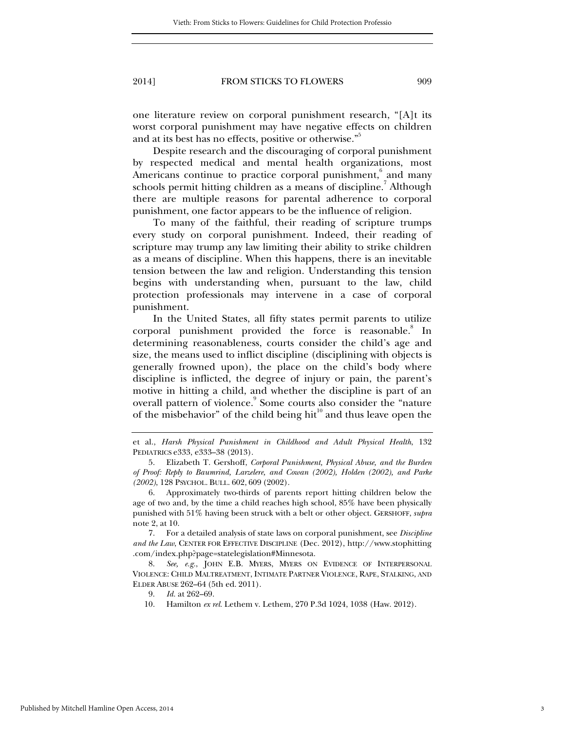one literature review on corporal punishment research, "[A]t its worst corporal punishment may have negative effects on children and at its best has no effects, positive or otherwise."[5]

Despite research and the discouraging of corporal punishment by respected medical and mental health organizations, most Americans continue to practice corporal punishment,[6] and many schools permit hitting children as a means of discipline.[7] Although there are multiple reasons for parental adherence to corporal punishment, one factor appears to be the influence of religion.

To many of the faithful, their reading of scripture trumps every study on corporal punishment. Indeed, their reading of scripture may trump any law limiting their ability to strike children as a means of discipline. When this happens, there is an inevitable tension between the law and religion. Understanding this tension begins with understanding when, pursuant to the law, child protection professionals may intervene in a case of corporal punishment.

In the United States, all fifty states permit parents to utilize corporal punishment provided the force is reasonable.[8] In determining reasonableness, courts consider the child's age and size, the means used to inflict discipline (disciplining with objects is generally frowned upon), the place on the child's body where discipline is inflicted, the degree of injury or pain, the parent's motive in hitting a child, and whether the discipline is part of an overall pattern of violence.[9] Some courts also consider the "nature of the misbehavior" of the child being hit[10] and thus leave open the

---

et al., *Harsh Physical Punishment in Childhood and Adult Physical Health*, 132 PEDIATRICS e333, e333–38 (2013).

5. Elizabeth T. Gershoff, *Corporal Punishment, Physical Abuse, and the Burden of Proof: Reply to Baumrind, Larzelere, and Cowan (2002), Holden (2002), and Parke (2002)*, 128 PSYCHOL. BULL. 602, 609 (2002).

6. Approximately two-thirds of parents report hitting children below the age of two and, by the time a child reaches high school, 85% have been physically punished with 51% having been struck with a belt or other object. GERSHOFF, *supra* note 2, at 10.

7. For a detailed analysis of state laws on corporal punishment, see *Discipline and the Law*, CENTER FOR EFFECTIVE DISCIPLINE (Dec. 2012), http://www.stophitting.com/index.php?page=statelegislation#Minnesota.

8. *See, e.g.*, JOHN E.B. MYERS, MYERS ON EVIDENCE OF INTERPERSONAL VIOLENCE: CHILD MALTREATMENT, INTIMATE PARTNER VIOLENCE, RAPE, STALKING, AND ELDER ABUSE 262–64 (5th ed. 2011).

9. *Id.* at 262–69.

10. Hamilton *ex rel.* Lethem v. Lethem, 270 P.3d 1024, 1038 (Haw. 2012).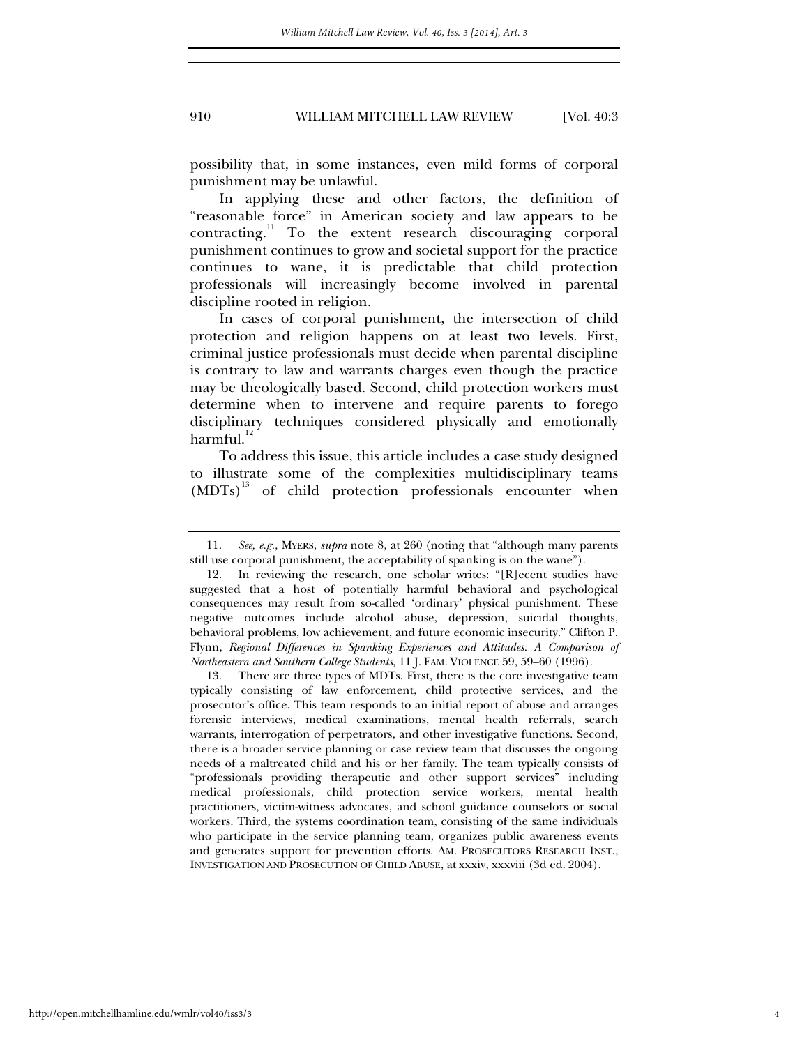possibility that, in some instances, even mild forms of corporal punishment may be unlawful.

In applying these and other factors, the definition of "reasonable force" in American society and law appears to be contracting.[11] To the extent research discouraging corporal punishment continues to grow and societal support for the practice continues to wane, it is predictable that child protection professionals will increasingly become involved in parental discipline rooted in religion.

In cases of corporal punishment, the intersection of child protection and religion happens on at least two levels. First, criminal justice professionals must decide when parental discipline is contrary to law and warrants charges even though the practice may be theologically based. Second, child protection workers must determine when to intervene and require parents to forego disciplinary techniques considered physically and emotionally harmful.[12]

To address this issue, this article includes a case study designed to illustrate some of the complexities multidisciplinary teams (MDTs)[13] of child protection professionals encounter when

---

11. *See, e.g.*, MYERS, *supra* note 8, at 260 (noting that "although many parents still use corporal punishment, the acceptability of spanking is on the wane").

12. In reviewing the research, one scholar writes: "[R]ecent studies have suggested that a host of potentially harmful behavioral and psychological consequences may result from so-called 'ordinary' physical punishment. These negative outcomes include alcohol abuse, depression, suicidal thoughts, behavioral problems, low achievement, and future economic insecurity." Clifton P. Flynn, *Regional Differences in Spanking Experiences and Attitudes: A Comparison of Northeastern and Southern College Students*, 11 J. FAM. VIOLENCE 59, 59–60 (1996).

13. There are three types of MDTs. First, there is the core investigative team typically consisting of law enforcement, child protective services, and the prosecutor's office. This team responds to an initial report of abuse and arranges forensic interviews, medical examinations, mental health referrals, search warrants, interrogation of perpetrators, and other investigative functions. Second, there is a broader service planning or case review team that discusses the ongoing needs of a maltreated child and his or her family. The team typically consists of "professionals providing therapeutic and other support services" including medical professionals, child protection service workers, mental health practitioners, victim-witness advocates, and school guidance counselors or social workers. Third, the systems coordination team, consisting of the same individuals who participate in the service planning team, organizes public awareness events and generates support for prevention efforts. AM. PROSECUTORS RESEARCH INST., INVESTIGATION AND PROSECUTION OF CHILD ABUSE, at xxxiv, xxxviii (3d ed. 2004).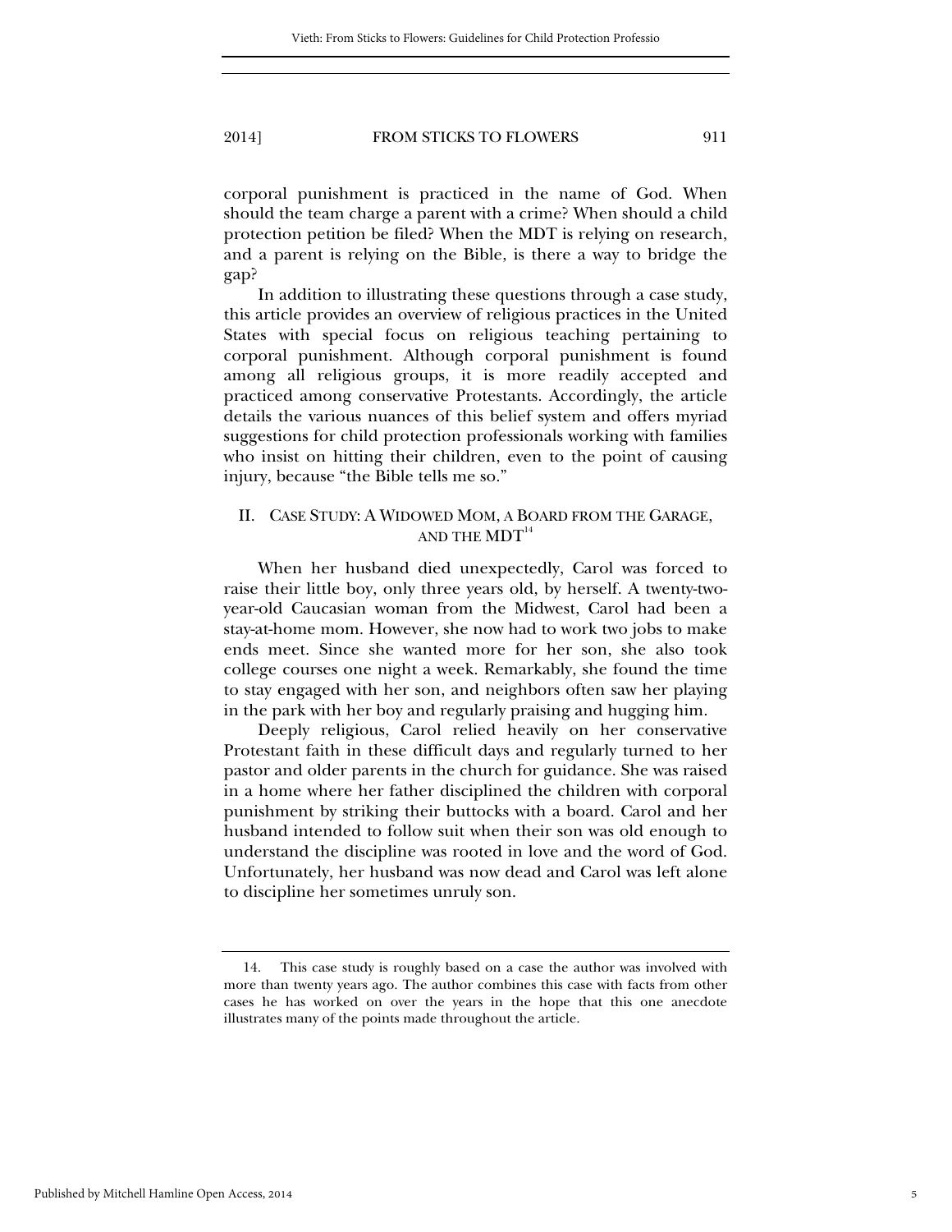corporal punishment is practiced in the name of God. When should the team charge a parent with a crime? When should a child protection petition be filed? When the MDT is relying on research, and a parent is relying on the Bible, is there a way to bridge the gap?

In addition to illustrating these questions through a case study, this article provides an overview of religious practices in the United States with special focus on religious teaching pertaining to corporal punishment. Although corporal punishment is found among all religious groups, it is more readily accepted and practiced among conservative Protestants. Accordingly, the article details the various nuances of this belief system and offers myriad suggestions for child protection professionals working with families who insist on hitting their children, even to the point of causing injury, because "the Bible tells me so."

## II. Case Study: A Widowed Mom, a Board from the Garage, and the MDT[14]

When her husband died unexpectedly, Carol was forced to raise their little boy, only three years old, by herself. A twenty-two-year-old Caucasian woman from the Midwest, Carol had been a stay-at-home mom. However, she now had to work two jobs to make ends meet. Since she wanted more for her son, she also took college courses one night a week. Remarkably, she found the time to stay engaged with her son, and neighbors often saw her playing in the park with her boy and regularly praising and hugging him.

Deeply religious, Carol relied heavily on her conservative Protestant faith in these difficult days and regularly turned to her pastor and older parents in the church for guidance. She was raised in a home where her father disciplined the children with corporal punishment by striking their buttocks with a board. Carol and her husband intended to follow suit when their son was old enough to understand the discipline was rooted in love and the word of God. Unfortunately, her husband was now dead and Carol was left alone to discipline her sometimes unruly son.

---

14. This case study is roughly based on a case the author was involved with more than twenty years ago. The author combines this case with facts from other cases he has worked on over the years in the hope that this one anecdote illustrates many of the points made throughout the article.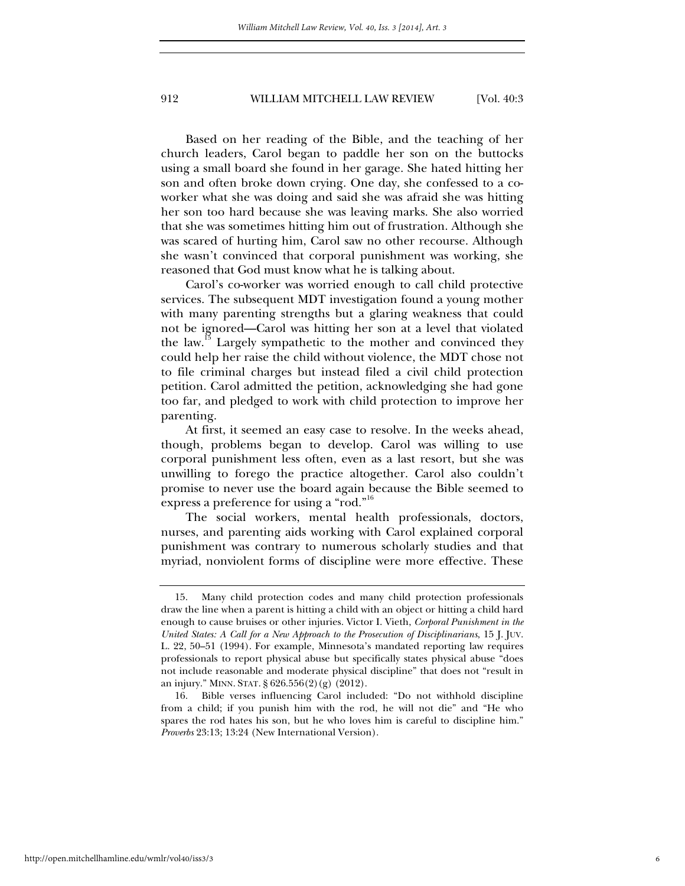Based on her reading of the Bible, and the teaching of her church leaders, Carol began to paddle her son on the buttocks using a small board she found in her garage. She hated hitting her son and often broke down crying. One day, she confessed to a co-worker what she was doing and said she was afraid she was hitting her son too hard because she was leaving marks. She also worried that she was sometimes hitting him out of frustration. Although she was scared of hurting him, Carol saw no other recourse. Although she wasn't convinced that corporal punishment was working, she reasoned that God must know what he is talking about.

Carol's co-worker was worried enough to call child protective services. The subsequent MDT investigation found a young mother with many parenting strengths but a glaring weakness that could not be ignored—Carol was hitting her son at a level that violated the law.[15] Largely sympathetic to the mother and convinced they could help her raise the child without violence, the MDT chose not to file criminal charges but instead filed a civil child protection petition. Carol admitted the petition, acknowledging she had gone too far, and pledged to work with child protection to improve her parenting.

At first, it seemed an easy case to resolve. In the weeks ahead, though, problems began to develop. Carol was willing to use corporal punishment less often, even as a last resort, but she was unwilling to forego the practice altogether. Carol also couldn't promise to never use the board again because the Bible seemed to express a preference for using a "rod."[16]

The social workers, mental health professionals, doctors, nurses, and parenting aids working with Carol explained corporal punishment was contrary to numerous scholarly studies and that myriad, nonviolent forms of discipline were more effective. These

---

15. Many child protection codes and many child protection professionals draw the line when a parent is hitting a child with an object or hitting a child hard enough to cause bruises or other injuries. Victor I. Vieth, *Corporal Punishment in the United States: A Call for a New Approach to the Prosecution of Disciplinarians*, 15 J. JUV. L. 22, 50–51 (1994). For example, Minnesota's mandated reporting law requires professionals to report physical abuse but specifically states physical abuse "does not include reasonable and moderate physical discipline" that does not "result in an injury." MINN. STAT. § 626.556(2)(g) (2012).

16. Bible verses influencing Carol included: "Do not withhold discipline from a child; if you punish him with the rod, he will not die" and "He who spares the rod hates his son, but he who loves him is careful to discipline him." *Proverbs* 23:13; 13:24 (New International Version).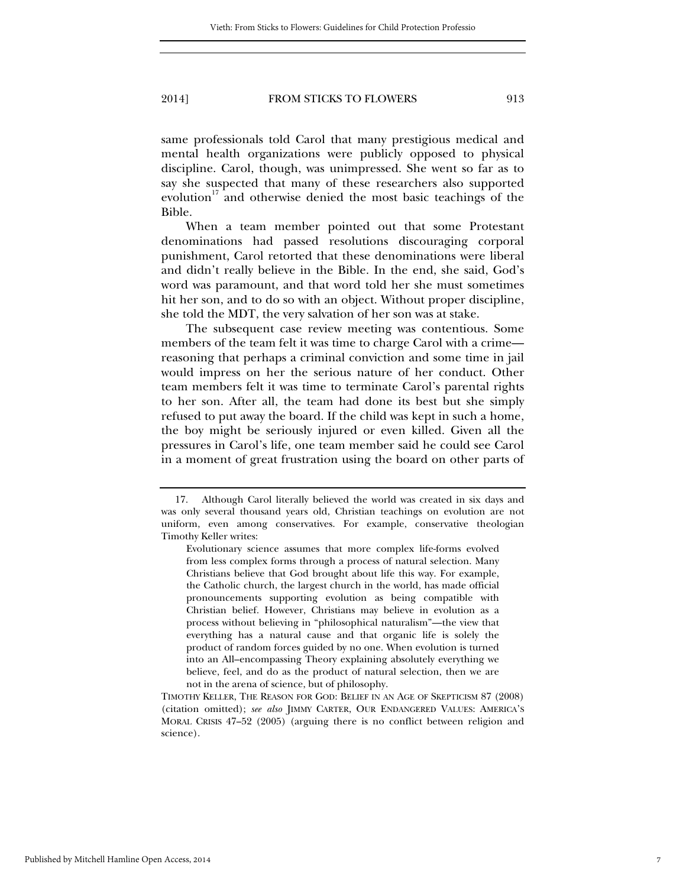same professionals told Carol that many prestigious medical and mental health organizations were publicly opposed to physical discipline. Carol, though, was unimpressed. She went so far as to say she suspected that many of these researchers also supported evolution[17] and otherwise denied the most basic teachings of the Bible.

When a team member pointed out that some Protestant denominations had passed resolutions discouraging corporal punishment, Carol retorted that these denominations were liberal and didn't really believe in the Bible. In the end, she said, God's word was paramount, and that word told her she must sometimes hit her son, and to do so with an object. Without proper discipline, she told the MDT, the very salvation of her son was at stake.

The subsequent case review meeting was contentious. Some members of the team felt it was time to charge Carol with a crime—reasoning that perhaps a criminal conviction and some time in jail would impress on her the serious nature of her conduct. Other team members felt it was time to terminate Carol's parental rights to her son. After all, the team had done its best but she simply refused to put away the board. If the child was kept in such a home, the boy might be seriously injured or even killed. Given all the pressures in Carol's life, one team member said he could see Carol in a moment of great frustration using the board on other parts of

---

17. Although Carol literally believed the world was created in six days and was only several thousand years old, Christian teachings on evolution are not uniform, even among conservatives. For example, conservative theologian Timothy Keller writes:

> Evolutionary science assumes that more complex life-forms evolved from less complex forms through a process of natural selection. Many Christians believe that God brought about life this way. For example, the Catholic church, the largest church in the world, has made official pronouncements supporting evolution as being compatible with Christian belief. However, Christians may believe in evolution as a process without believing in "philosophical naturalism"—the view that everything has a natural cause and that organic life is solely the product of random forces guided by no one. When evolution is turned into an All–encompassing Theory explaining absolutely everything we believe, feel, and do as the product of natural selection, then we are not in the arena of science, but of philosophy.

TIMOTHY KELLER, THE REASON FOR GOD: BELIEF IN AN AGE OF SKEPTICISM 87 (2008) (citation omitted); *see also* JIMMY CARTER, OUR ENDANGERED VALUES: AMERICA'S MORAL CRISIS 47–52 (2005) (arguing there is no conflict between religion and science).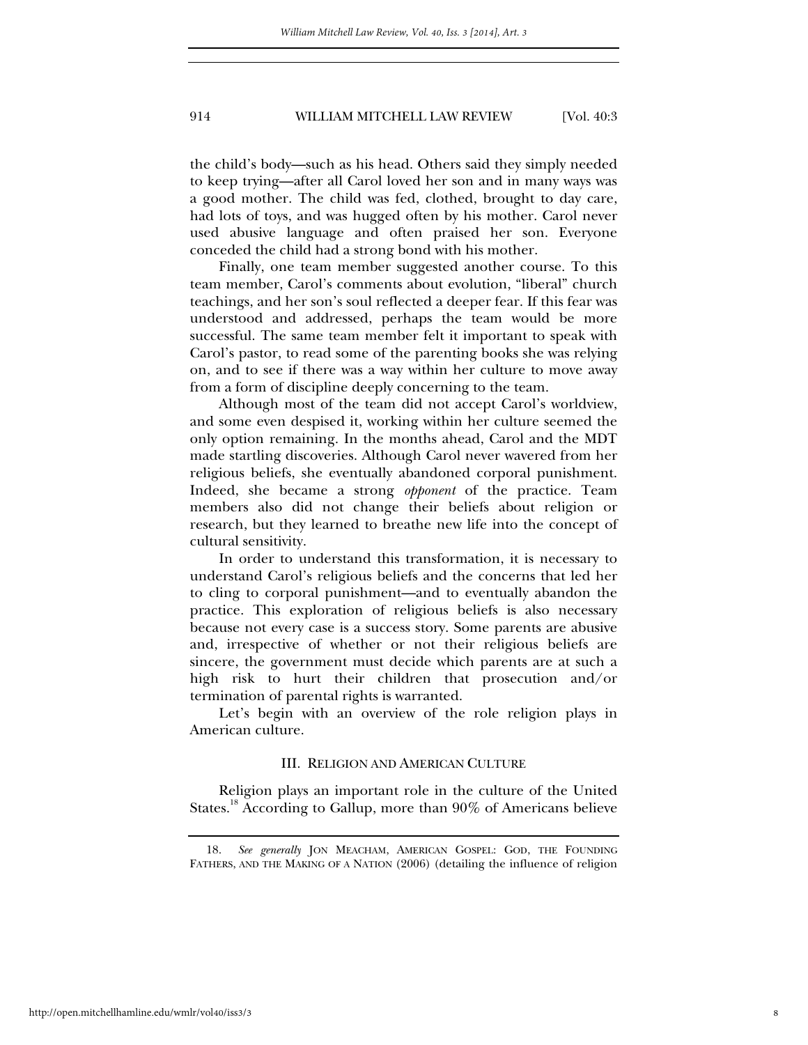the child's body—such as his head. Others said they simply needed to keep trying—after all Carol loved her son and in many ways was a good mother. The child was fed, clothed, brought to day care, had lots of toys, and was hugged often by his mother. Carol never used abusive language and often praised her son. Everyone conceded the child had a strong bond with his mother.

Finally, one team member suggested another course. To this team member, Carol's comments about evolution, "liberal" church teachings, and her son's soul reflected a deeper fear. If this fear was understood and addressed, perhaps the team would be more successful. The same team member felt it important to speak with Carol's pastor, to read some of the parenting books she was relying on, and to see if there was a way within her culture to move away from a form of discipline deeply concerning to the team.

Although most of the team did not accept Carol's worldview, and some even despised it, working within her culture seemed the only option remaining. In the months ahead, Carol and the MDT made startling discoveries. Although Carol never wavered from her religious beliefs, she eventually abandoned corporal punishment. Indeed, she became a strong *opponent* of the practice. Team members also did not change their beliefs about religion or research, but they learned to breathe new life into the concept of cultural sensitivity.

In order to understand this transformation, it is necessary to understand Carol's religious beliefs and the concerns that led her to cling to corporal punishment—and to eventually abandon the practice. This exploration of religious beliefs is also necessary because not every case is a success story. Some parents are abusive and, irrespective of whether or not their religious beliefs are sincere, the government must decide which parents are at such a high risk to hurt their children that prosecution and/or termination of parental rights is warranted.

Let's begin with an overview of the role religion plays in American culture.

## III. Religion and American Culture

Religion plays an important role in the culture of the United States.[18] According to Gallup, more than 90% of Americans believe

18. *See generally* JON MEACHAM, AMERICAN GOSPEL: GOD, THE FOUNDING FATHERS, AND THE MAKING OF A NATION (2006) (detailing the influence of religion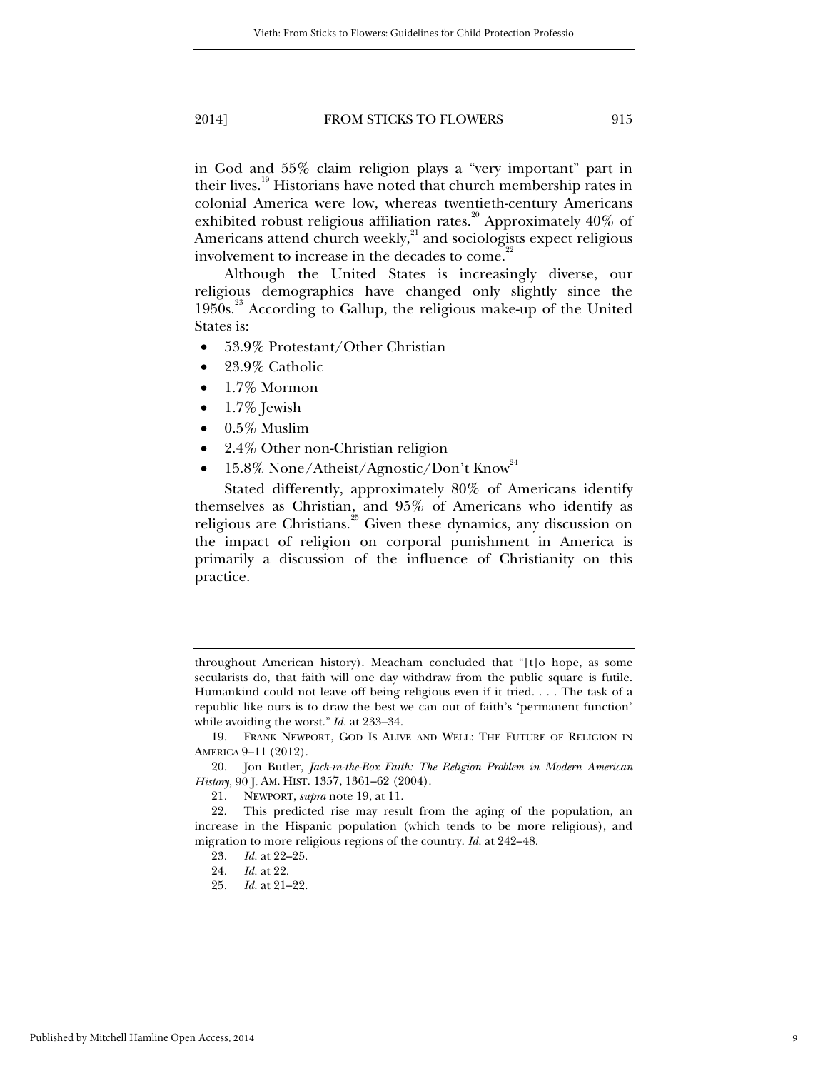in God and 55% claim religion plays a "very important" part in their lives.[19] Historians have noted that church membership rates in colonial America were low, whereas twentieth-century Americans exhibited robust religious affiliation rates.[20] Approximately 40% of Americans attend church weekly,[21] and sociologists expect religious involvement to increase in the decades to come.[22]

Although the United States is increasingly diverse, our religious demographics have changed only slightly since the 1950s.[23] According to Gallup, the religious make-up of the United States is:

- 53.9% Protestant/Other Christian
- 23.9% Catholic
- 1.7% Mormon
- 1.7% Jewish
- 0.5% Muslim
- 2.4% Other non-Christian religion
- 15.8% None/Atheist/Agnostic/Don't Know[24]

Stated differently, approximately 80% of Americans identify themselves as Christian, and 95% of Americans who identify as religious are Christians.[25] Given these dynamics, any discussion on the impact of religion on corporal punishment in America is primarily a discussion of the influence of Christianity on this practice.

---

throughout American history). Meacham concluded that "[t]o hope, as some secularists do, that faith will one day withdraw from the public square is futile. Humankind could not leave off being religious even if it tried. . . . The task of a republic like ours is to draw the best we can out of faith's 'permanent function' while avoiding the worst." *Id.* at 233–34.

19. FRANK NEWPORT, GOD IS ALIVE AND WELL: THE FUTURE OF RELIGION IN AMERICA 9–11 (2012).

20. Jon Butler, *Jack-in-the-Box Faith: The Religion Problem in Modern American History*, 90 J. AM. HIST. 1357, 1361–62 (2004).

21. NEWPORT, *supra* note 19, at 11.

22. This predicted rise may result from the aging of the population, an increase in the Hispanic population (which tends to be more religious), and migration to more religious regions of the country. *Id.* at 242–48.

23. *Id.* at 22–25.

24. *Id.* at 22.

25. *Id.* at 21–22.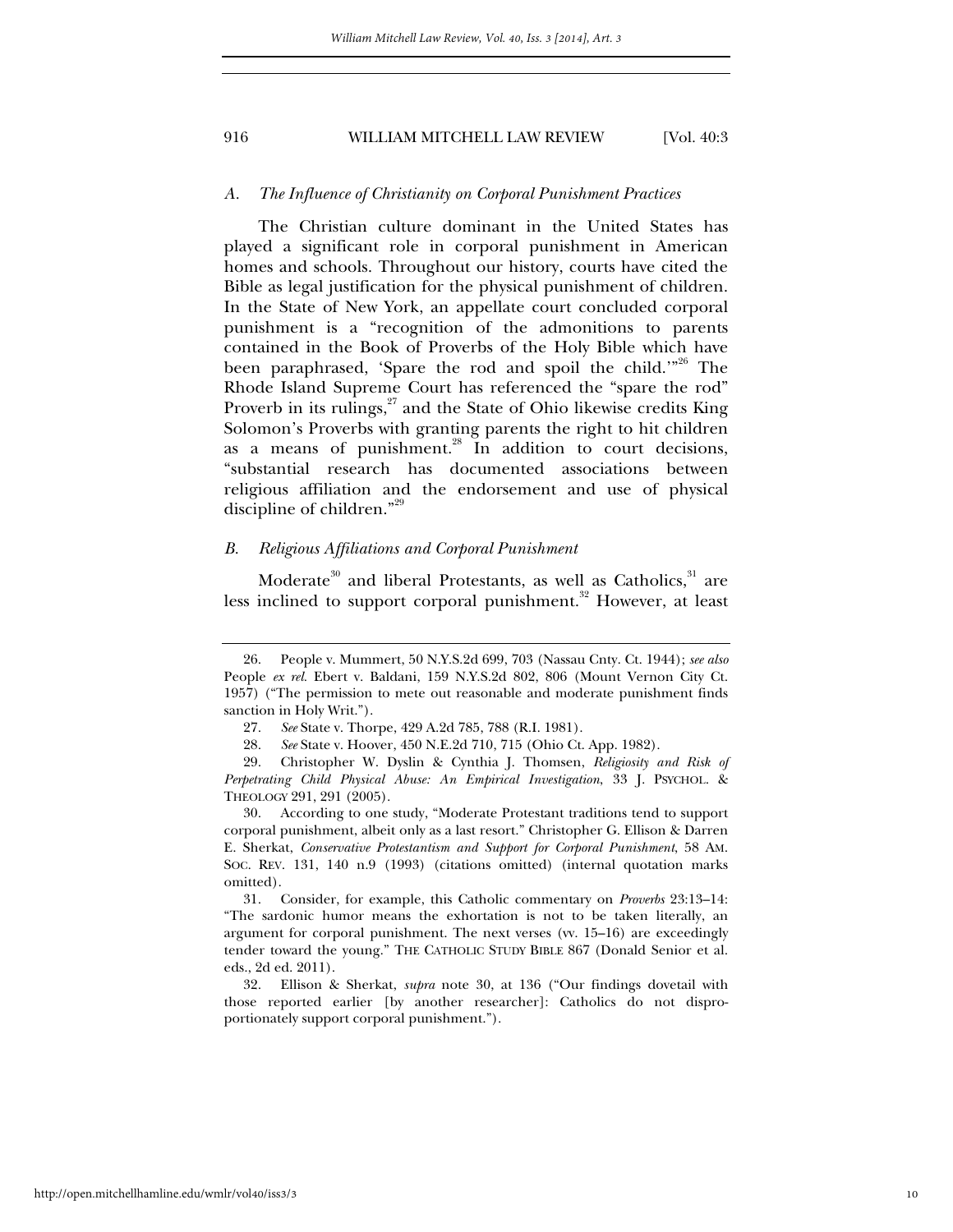### *A. The Influence of Christianity on Corporal Punishment Practices*

The Christian culture dominant in the United States has played a significant role in corporal punishment in American homes and schools. Throughout our history, courts have cited the Bible as legal justification for the physical punishment of children. In the State of New York, an appellate court concluded corporal punishment is a "recognition of the admonitions to parents contained in the Book of Proverbs of the Holy Bible which have been paraphrased, 'Spare the rod and spoil the child.'"[26] The Rhode Island Supreme Court has referenced the "spare the rod" Proverb in its rulings,[27] and the State of Ohio likewise credits King Solomon's Proverbs with granting parents the right to hit children as a means of punishment.[28] In addition to court decisions, "substantial research has documented associations between religious affiliation and the endorsement and use of physical discipline of children."[29]

### *B. Religious Affiliations and Corporal Punishment*

Moderate[30] and liberal Protestants, as well as Catholics,[31] are less inclined to support corporal punishment.[32] However, at least

---

26. People v. Mummert, 50 N.Y.S.2d 699, 703 (Nassau Cnty. Ct. 1944); *see also* People *ex rel.* Ebert v. Baldani, 159 N.Y.S.2d 802, 806 (Mount Vernon City Ct. 1957) ("The permission to mete out reasonable and moderate punishment finds sanction in Holy Writ.").

27. *See* State v. Thorpe, 429 A.2d 785, 788 (R.I. 1981).

28. *See* State v. Hoover, 450 N.E.2d 710, 715 (Ohio Ct. App. 1982).

29. Christopher W. Dyslin & Cynthia J. Thomsen, *Religiosity and Risk of Perpetrating Child Physical Abuse: An Empirical Investigation*, 33 J. PSYCHOL. & THEOLOGY 291, 291 (2005).

30. According to one study, "Moderate Protestant traditions tend to support corporal punishment, albeit only as a last resort." Christopher G. Ellison & Darren E. Sherkat, *Conservative Protestantism and Support for Corporal Punishment*, 58 AM. SOC. REV. 131, 140 n.9 (1993) (citations omitted) (internal quotation marks omitted).

31. Consider, for example, this Catholic commentary on *Proverbs* 23:13–14: "The sardonic humor means the exhortation is not to be taken literally, an argument for corporal punishment. The next verses (vv. 15–16) are exceedingly tender toward the young." THE CATHOLIC STUDY BIBLE 867 (Donald Senior et al. eds., 2d ed. 2011).

32. Ellison & Sherkat, *supra* note 30, at 136 ("Our findings dovetail with those reported earlier [by another researcher]: Catholics do not disproportionately support corporal punishment.").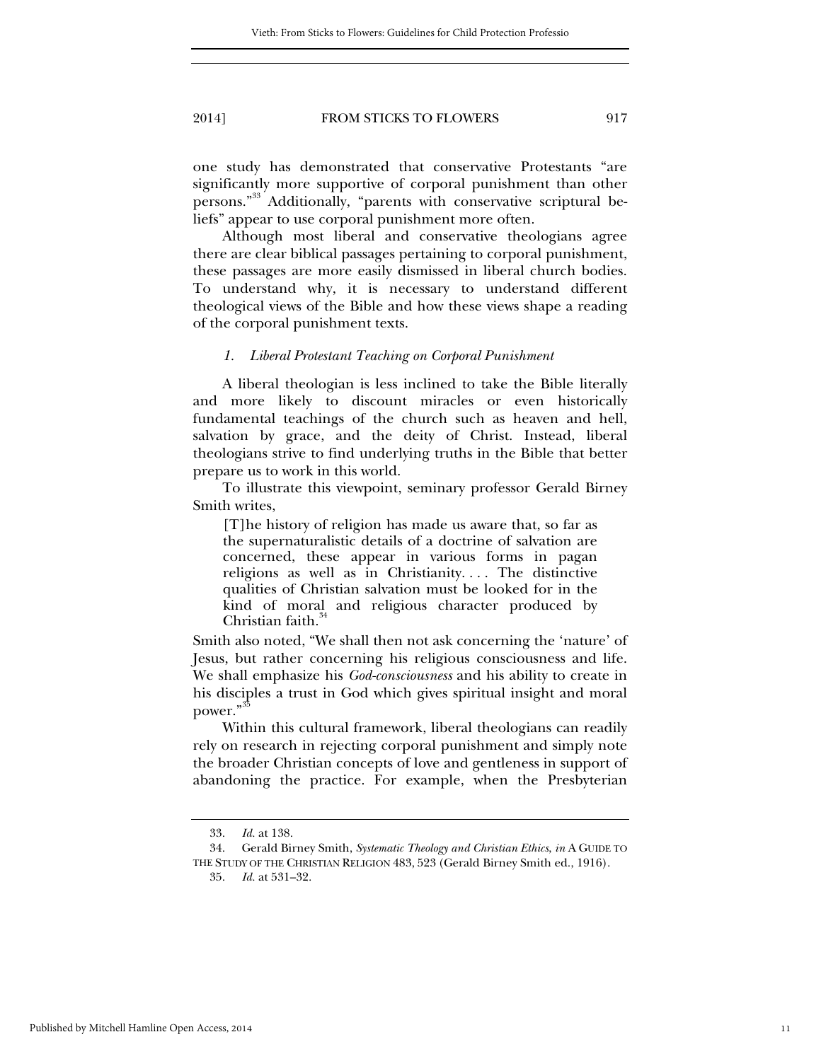one study has demonstrated that conservative Protestants "are significantly more supportive of corporal punishment than other persons."[33] Additionally, "parents with conservative scriptural beliefs" appear to use corporal punishment more often.

Although most liberal and conservative theologians agree there are clear biblical passages pertaining to corporal punishment, these passages are more easily dismissed in liberal church bodies. To understand why, it is necessary to understand different theological views of the Bible and how these views shape a reading of the corporal punishment texts.

### *1. Liberal Protestant Teaching on Corporal Punishment*

A liberal theologian is less inclined to take the Bible literally and more likely to discount miracles or even historically fundamental teachings of the church such as heaven and hell, salvation by grace, and the deity of Christ. Instead, liberal theologians strive to find underlying truths in the Bible that better prepare us to work in this world.

To illustrate this viewpoint, seminary professor Gerald Birney Smith writes,

> [T]he history of religion has made us aware that, so far as the supernaturalistic details of a doctrine of salvation are concerned, these appear in various forms in pagan religions as well as in Christianity. . . . The distinctive qualities of Christian salvation must be looked for in the kind of moral and religious character produced by Christian faith.[34]

Smith also noted, "We shall then not ask concerning the 'nature' of Jesus, but rather concerning his religious consciousness and life. We shall emphasize his *God-consciousness* and his ability to create in his disciples a trust in God which gives spiritual insight and moral power."[35]

Within this cultural framework, liberal theologians can readily rely on research in rejecting corporal punishment and simply note the broader Christian concepts of love and gentleness in support of abandoning the practice. For example, when the Presbyterian

---

33. *Id.* at 138.

34. Gerald Birney Smith, *Systematic Theology and Christian Ethics*, *in* A GUIDE TO THE STUDY OF THE CHRISTIAN RELIGION 483, 523 (Gerald Birney Smith ed., 1916).

35. *Id.* at 531–32.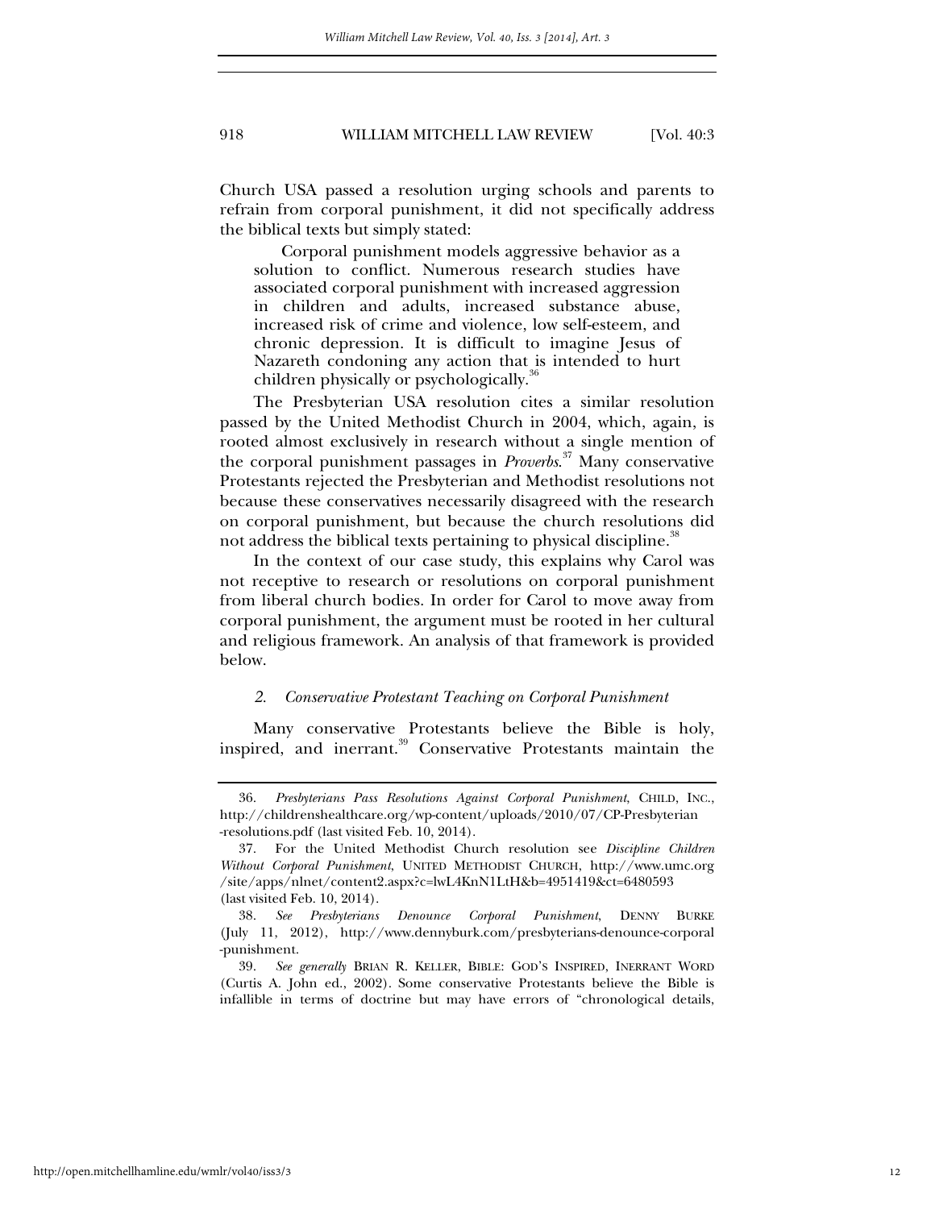Church USA passed a resolution urging schools and parents to refrain from corporal punishment, it did not specifically address the biblical texts but simply stated:

> Corporal punishment models aggressive behavior as a solution to conflict. Numerous research studies have associated corporal punishment with increased aggression in children and adults, increased substance abuse, increased risk of crime and violence, low self-esteem, and chronic depression. It is difficult to imagine Jesus of Nazareth condoning any action that is intended to hurt children physically or psychologically.[36]

The Presbyterian USA resolution cites a similar resolution passed by the United Methodist Church in 2004, which, again, is rooted almost exclusively in research without a single mention of the corporal punishment passages in *Proverbs*.[37] Many conservative Protestants rejected the Presbyterian and Methodist resolutions not because these conservatives necessarily disagreed with the research on corporal punishment, but because the church resolutions did not address the biblical texts pertaining to physical discipline.[38]

In the context of our case study, this explains why Carol was not receptive to research or resolutions on corporal punishment from liberal church bodies. In order for Carol to move away from corporal punishment, the argument must be rooted in her cultural and religious framework. An analysis of that framework is provided below.

#### *2. Conservative Protestant Teaching on Corporal Punishment*

Many conservative Protestants believe the Bible is holy, inspired, and inerrant.[39] Conservative Protestants maintain the

---

36. *Presbyterians Pass Resolutions Against Corporal Punishment*, CHILD, INC., http://childrenshealthcare.org/wp-content/uploads/2010/07/CP-Presbyterian-resolutions.pdf (last visited Feb. 10, 2014).

37. For the United Methodist Church resolution see *Discipline Children Without Corporal Punishment*, UNITED METHODIST CHURCH, http://www.umc.org/site/apps/nlnet/content2.aspx?c=lwL4KnN1LtH&b=4951419&ct=6480593 (last visited Feb. 10, 2014).

38. *See Presbyterians Denounce Corporal Punishment*, DENNY BURKE (July 11, 2012), http://www.dennyburk.com/presbyterians-denounce-corporal-punishment.

39. *See generally* BRIAN R. KELLER, BIBLE: GOD'S INSPIRED, INERRANT WORD (Curtis A. John ed., 2002). Some conservative Protestants believe the Bible is infallible in terms of doctrine but may have errors of "chronological details,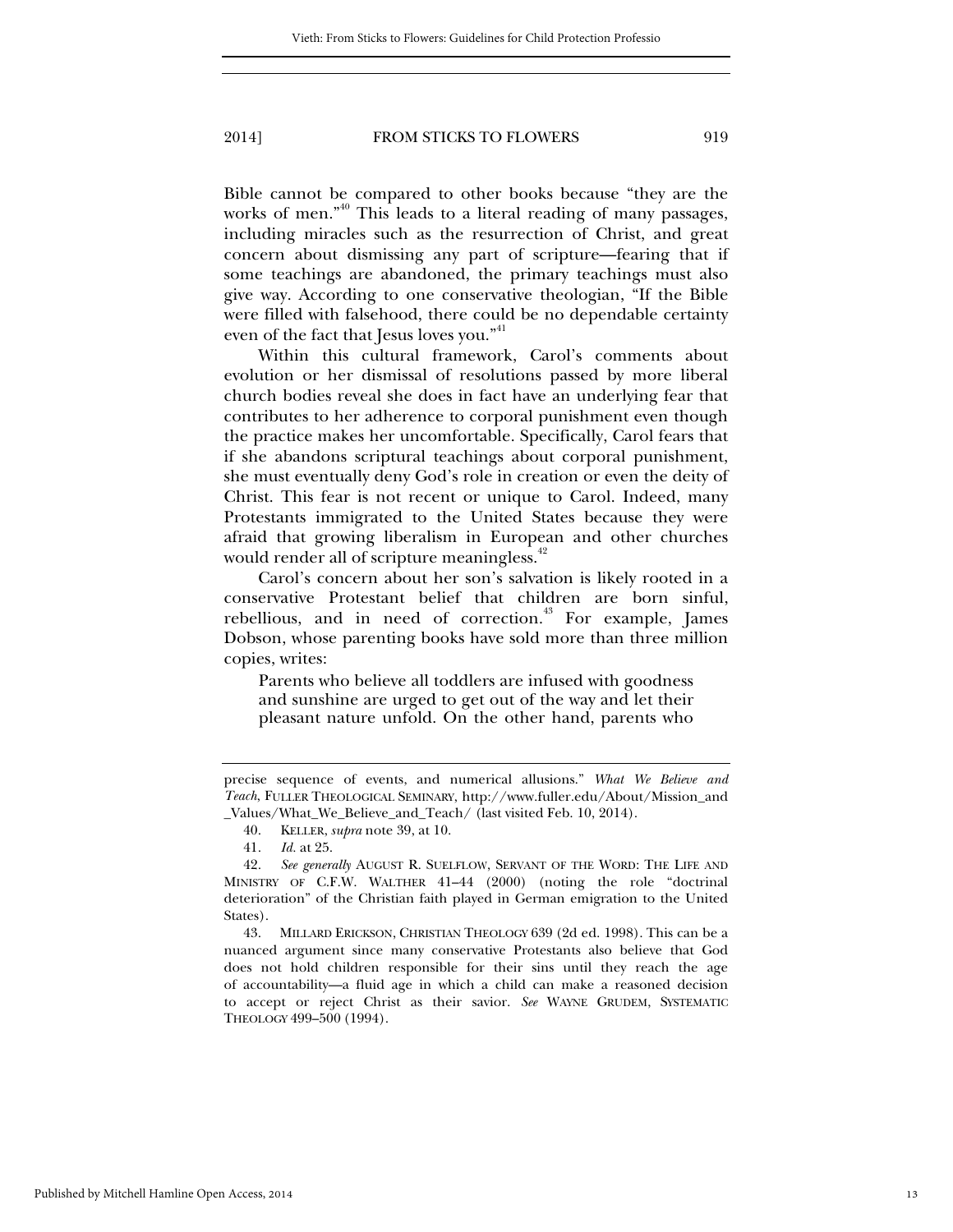Bible cannot be compared to other books because "they are the works of men."[40] This leads to a literal reading of many passages, including miracles such as the resurrection of Christ, and great concern about dismissing any part of scripture—fearing that if some teachings are abandoned, the primary teachings must also give way. According to one conservative theologian, "If the Bible were filled with falsehood, there could be no dependable certainty even of the fact that Jesus loves you."[41]

Within this cultural framework, Carol's comments about evolution or her dismissal of resolutions passed by more liberal church bodies reveal she does in fact have an underlying fear that contributes to her adherence to corporal punishment even though the practice makes her uncomfortable. Specifically, Carol fears that if she abandons scriptural teachings about corporal punishment, she must eventually deny God's role in creation or even the deity of Christ. This fear is not recent or unique to Carol. Indeed, many Protestants immigrated to the United States because they were afraid that growing liberalism in European and other churches would render all of scripture meaningless.[42]

Carol's concern about her son's salvation is likely rooted in a conservative Protestant belief that children are born sinful, rebellious, and in need of correction.[43] For example, James Dobson, whose parenting books have sold more than three million copies, writes:

> Parents who believe all toddlers are infused with goodness and sunshine are urged to get out of the way and let their pleasant nature unfold. On the other hand, parents who

---

precise sequence of events, and numerical allusions." *What We Believe and Teach*, FULLER THEOLOGICAL SEMINARY, http://www.fuller.edu/About/Mission_and_Values/What_We_Believe_and_Teach/ (last visited Feb. 10, 2014).

40. KELLER, *supra* note 39, at 10.

41. *Id.* at 25.

42. *See generally* AUGUST R. SUELFLOW, SERVANT OF THE WORD: THE LIFE AND MINISTRY OF C.F.W. WALTHER 41–44 (2000) (noting the role "doctrinal deterioration" of the Christian faith played in German emigration to the United States).

43. MILLARD ERICKSON, CHRISTIAN THEOLOGY 639 (2d ed. 1998). This can be a nuanced argument since many conservative Protestants also believe that God does not hold children responsible for their sins until they reach the age of accountability—a fluid age in which a child can make a reasoned decision to accept or reject Christ as their savior. *See* WAYNE GRUDEM, SYSTEMATIC THEOLOGY 499–500 (1994).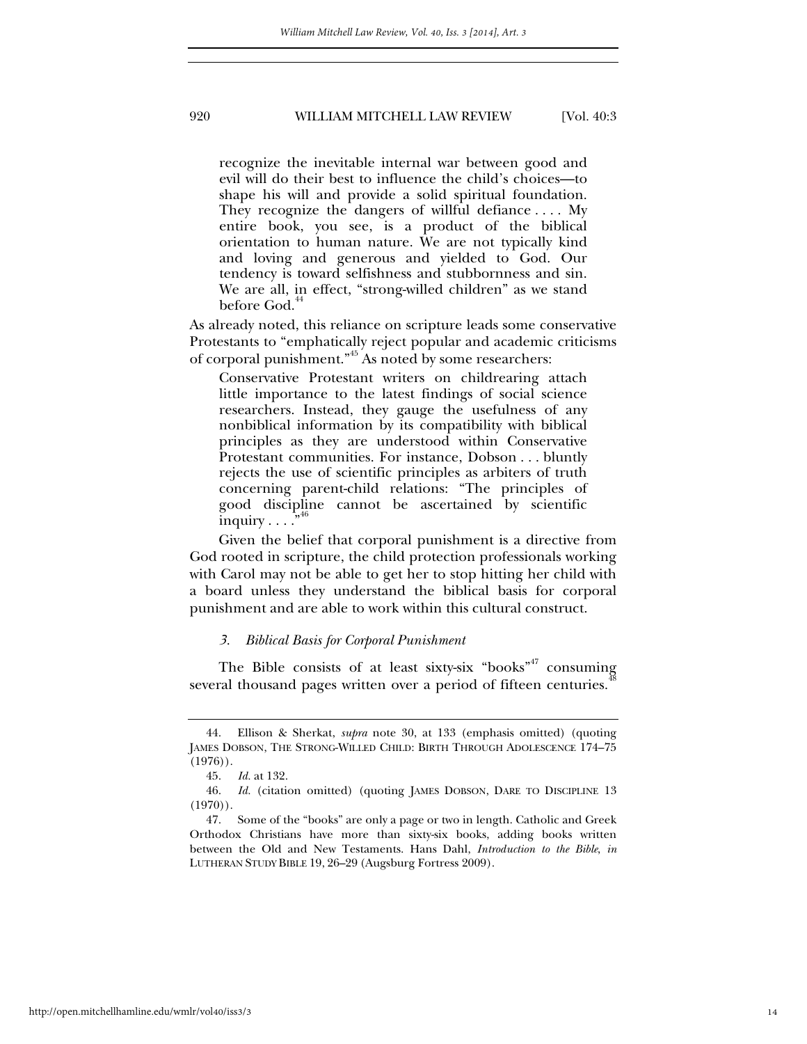> recognize the inevitable internal war between good and evil will do their best to influence the child's choices—to shape his will and provide a solid spiritual foundation. They recognize the dangers of willful defiance . . . . My entire book, you see, is a product of the biblical orientation to human nature. We are not typically kind and loving and generous and yielded to God. Our tendency is toward selfishness and stubbornness and sin. We are all, in effect, "strong-willed children" as we stand before God.[44]

As already noted, this reliance on scripture leads some conservative Protestants to "emphatically reject popular and academic criticisms of corporal punishment."[45] As noted by some researchers:

> Conservative Protestant writers on childrearing attach little importance to the latest findings of social science researchers. Instead, they gauge the usefulness of any nonbiblical information by its compatibility with biblical principles as they are understood within Conservative Protestant communities. For instance, Dobson . . . bluntly rejects the use of scientific principles as arbiters of truth concerning parent-child relations: "The principles of good discipline cannot be ascertained by scientific inquiry . . . ."[46]

Given the belief that corporal punishment is a directive from God rooted in scripture, the child protection professionals working with Carol may not be able to get her to stop hitting her child with a board unless they understand the biblical basis for corporal punishment and are able to work within this cultural construct.

### *3. Biblical Basis for Corporal Punishment*

The Bible consists of at least sixty-six "books"[47] consuming several thousand pages written over a period of fifteen centuries.[48]

---

44. Ellison & Sherkat, *supra* note 30, at 133 (emphasis omitted) (quoting JAMES DOBSON, THE STRONG-WILLED CHILD: BIRTH THROUGH ADOLESCENCE 174–75 (1976)).

45. *Id.* at 132.

46. *Id.* (citation omitted) (quoting JAMES DOBSON, DARE TO DISCIPLINE 13 (1970)).

47. Some of the "books" are only a page or two in length. Catholic and Greek Orthodox Christians have more than sixty-six books, adding books written between the Old and New Testaments. Hans Dahl, *Introduction to the Bible*, *in* LUTHERAN STUDY BIBLE 19, 26–29 (Augsburg Fortress 2009).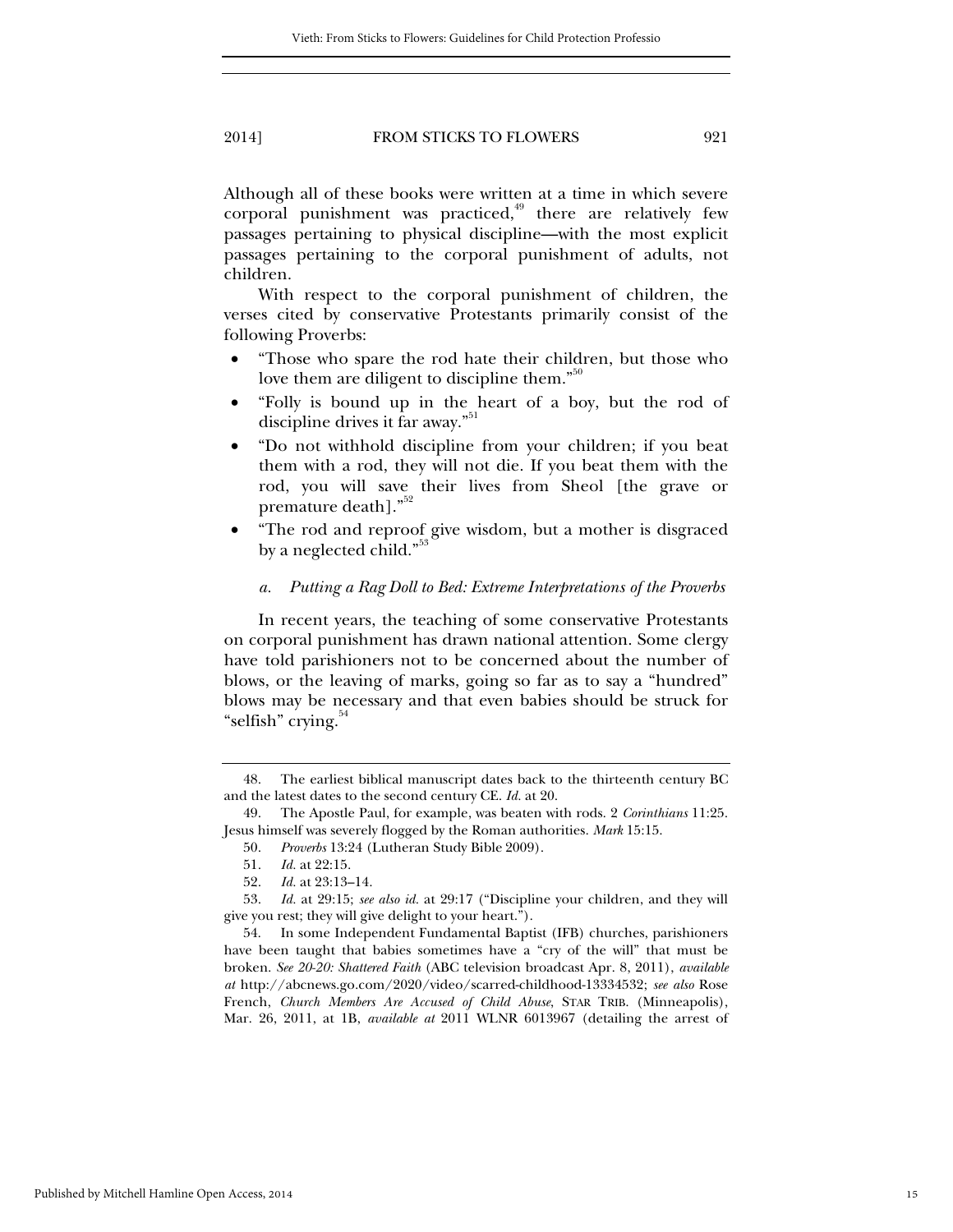Although all of these books were written at a time in which severe corporal punishment was practiced,[49] there are relatively few passages pertaining to physical discipline—with the most explicit passages pertaining to the corporal punishment of adults, not children.

With respect to the corporal punishment of children, the verses cited by conservative Protestants primarily consist of the following Proverbs:

- "Those who spare the rod hate their children, but those who love them are diligent to discipline them."[50]
- "Folly is bound up in the heart of a boy, but the rod of discipline drives it far away."[51]
- "Do not withhold discipline from your children; if you beat them with a rod, they will not die. If you beat them with the rod, you will save their lives from Sheol [the grave or premature death]."[52]
- "The rod and reproof give wisdom, but a mother is disgraced by a neglected child."[53]

#### *a. Putting a Rag Doll to Bed: Extreme Interpretations of the Proverbs*

In recent years, the teaching of some conservative Protestants on corporal punishment has drawn national attention. Some clergy have told parishioners not to be concerned about the number of blows, or the leaving of marks, going so far as to say a "hundred" blows may be necessary and that even babies should be struck for "selfish" crying.[54]

---

48. The earliest biblical manuscript dates back to the thirteenth century BC and the latest dates to the second century CE. *Id.* at 20.

49. The Apostle Paul, for example, was beaten with rods. 2 *Corinthians* 11:25. Jesus himself was severely flogged by the Roman authorities. *Mark* 15:15.

50. *Proverbs* 13:24 (Lutheran Study Bible 2009).

51. *Id.* at 22:15.

52. *Id.* at 23:13–14.

53. *Id.* at 29:15; *see also id.* at 29:17 ("Discipline your children, and they will give you rest; they will give delight to your heart.").

54. In some Independent Fundamental Baptist (IFB) churches, parishioners have been taught that babies sometimes have a "cry of the will" that must be broken. *See 20-20: Shattered Faith* (ABC television broadcast Apr. 8, 2011), *available at* http://abcnews.go.com/2020/video/scarred-childhood-13334532; *see also* Rose French, *Church Members Are Accused of Child Abuse*, STAR TRIB. (Minneapolis), Mar. 26, 2011, at 1B, *available at* 2011 WLNR 6013967 (detailing the arrest of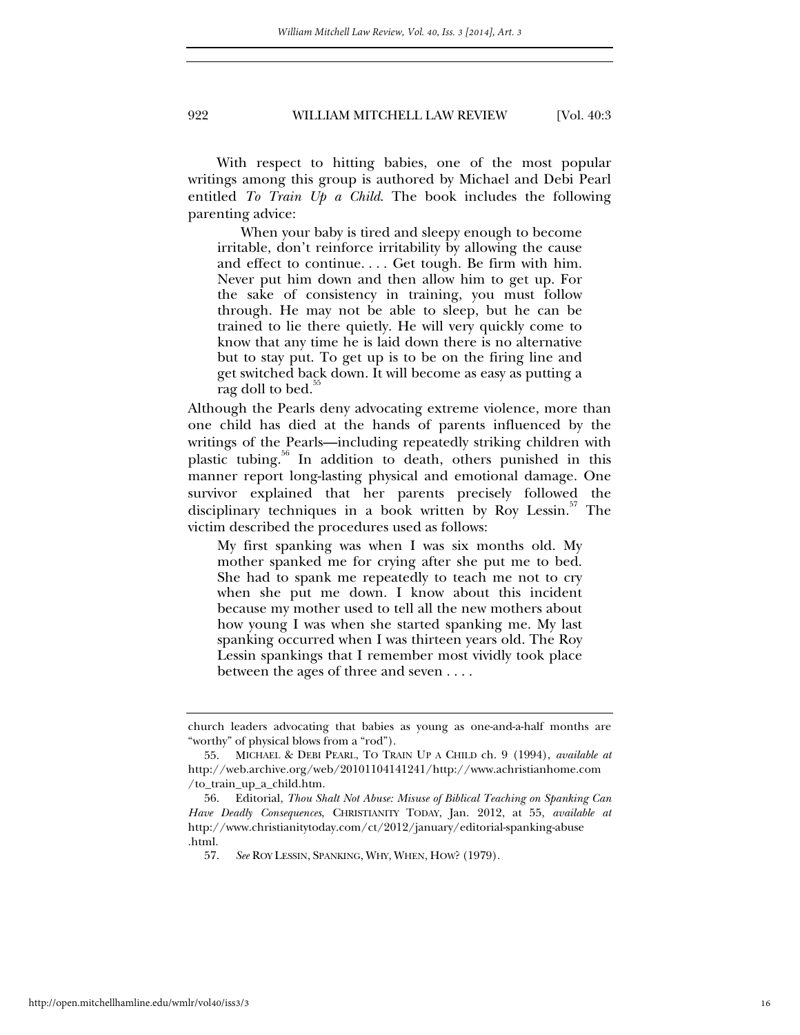With respect to hitting babies, one of the most popular writings among this group is authored by Michael and Debi Pearl entitled *To Train Up a Child*. The book includes the following parenting advice:

> When your baby is tired and sleepy enough to become irritable, don't reinforce irritability by allowing the cause and effect to continue. . . . Get tough. Be firm with him. Never put him down and then allow him to get up. For the sake of consistency in training, you must follow through. He may not be able to sleep, but he can be trained to lie there quietly. He will very quickly come to know that any time he is laid down there is no alternative but to stay put. To get up is to be on the firing line and get switched back down. It will become as easy as putting a rag doll to bed.[55]

Although the Pearls deny advocating extreme violence, more than one child has died at the hands of parents influenced by the writings of the Pearls—including repeatedly striking children with plastic tubing.[56] In addition to death, others punished in this manner report long-lasting physical and emotional damage. One survivor explained that her parents precisely followed the disciplinary techniques in a book written by Roy Lessin.[57] The victim described the procedures used as follows:

> My first spanking was when I was six months old. My mother spanked me for crying after she put me to bed. She had to spank me repeatedly to teach me not to cry when she put me down. I know about this incident because my mother used to tell all the new mothers about how young I was when she started spanking me. My last spanking occurred when I was thirteen years old. The Roy Lessin spankings that I remember most vividly took place between the ages of three and seven . . . .

---

church leaders advocating that babies as young as one-and-a-half months are "worthy" of physical blows from a "rod").

55. MICHAEL & DEBI PEARL, TO TRAIN UP A CHILD ch. 9 (1994), *available at* http://web.archive.org/web/20101104141241/http://www.achristianhome.com/to_train_up_a_child.htm.

56. Editorial, *Thou Shalt Not Abuse: Misuse of Biblical Teaching on Spanking Can Have Deadly Consequences*, CHRISTIANITY TODAY, Jan. 2012, at 55, *available at* http://www.christianitytoday.com/ct/2012/january/editorial-spanking-abuse.html.

57. *See* ROY LESSIN, SPANKING, WHY, WHEN, HOW? (1979).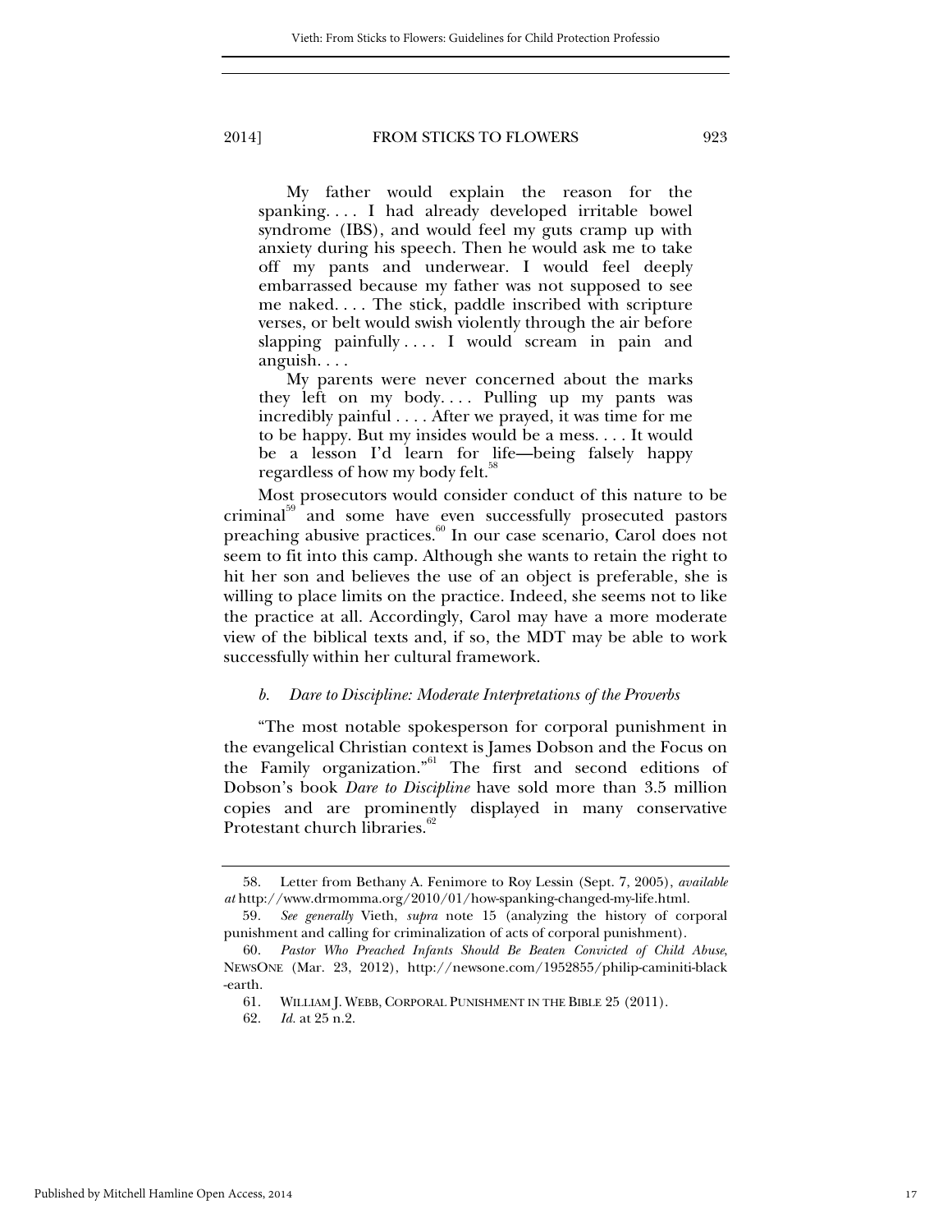> My father would explain the reason for the spanking. . . . I had already developed irritable bowel syndrome (IBS), and would feel my guts cramp up with anxiety during his speech. Then he would ask me to take off my pants and underwear. I would feel deeply embarrassed because my father was not supposed to see me naked. . . . The stick, paddle inscribed with scripture verses, or belt would swish violently through the air before slapping painfully . . . . I would scream in pain and anguish. . . .
>
> My parents were never concerned about the marks they left on my body. . . . Pulling up my pants was incredibly painful . . . . After we prayed, it was time for me to be happy. But my insides would be a mess. . . . It would be a lesson I'd learn for life—being falsely happy regardless of how my body felt.[58]

Most prosecutors would consider conduct of this nature to be criminal[59] and some have even successfully prosecuted pastors preaching abusive practices.[60] In our case scenario, Carol does not seem to fit into this camp. Although she wants to retain the right to hit her son and believes the use of an object is preferable, she is willing to place limits on the practice. Indeed, she seems not to like the practice at all. Accordingly, Carol may have a more moderate view of the biblical texts and, if so, the MDT may be able to work successfully within her cultural framework.

#### *b. Dare to Discipline: Moderate Interpretations of the Proverbs*

"The most notable spokesperson for corporal punishment in the evangelical Christian context is James Dobson and the Focus on the Family organization."[61] The first and second editions of Dobson's book *Dare to Discipline* have sold more than 3.5 million copies and are prominently displayed in many conservative Protestant church libraries.[62]

---

58. Letter from Bethany A. Fenimore to Roy Lessin (Sept. 7, 2005), *available at* http://www.drmomma.org/2010/01/how-spanking-changed-my-life.html.

59. *See generally* Vieth, *supra* note 15 (analyzing the history of corporal punishment and calling for criminalization of acts of corporal punishment).

60. *Pastor Who Preached Infants Should Be Beaten Convicted of Child Abuse*, NEWSONE (Mar. 23, 2012), http://newsone.com/1952855/philip-caminiti-black-earth.

61. WILLIAM J. WEBB, CORPORAL PUNISHMENT IN THE BIBLE 25 (2011).

62. *Id.* at 25 n.2.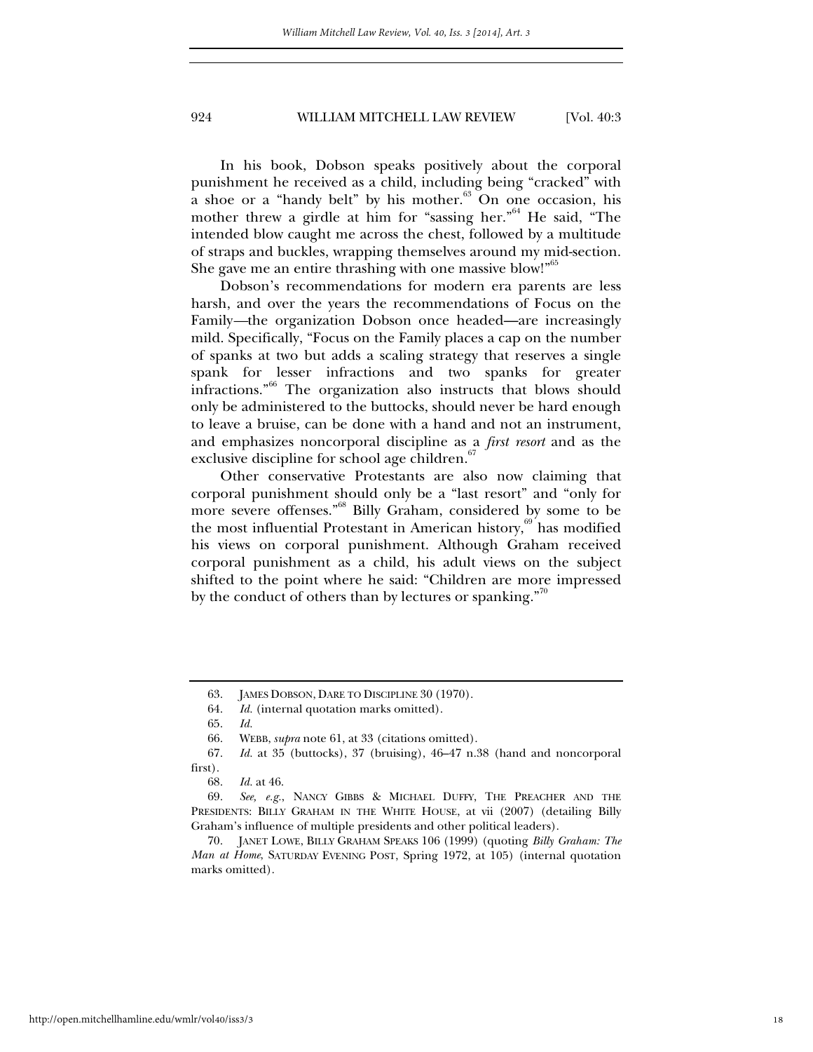In his book, Dobson speaks positively about the corporal punishment he received as a child, including being "cracked" with a shoe or a "handy belt" by his mother.[63] On one occasion, his mother threw a girdle at him for "sassing her."[64] He said, "The intended blow caught me across the chest, followed by a multitude of straps and buckles, wrapping themselves around my mid-section. She gave me an entire thrashing with one massive blow!"[65]

Dobson's recommendations for modern era parents are less harsh, and over the years the recommendations of Focus on the Family—the organization Dobson once headed—are increasingly mild. Specifically, "Focus on the Family places a cap on the number of spanks at two but adds a scaling strategy that reserves a single spank for lesser infractions and two spanks for greater infractions."[66] The organization also instructs that blows should only be administered to the buttocks, should never be hard enough to leave a bruise, can be done with a hand and not an instrument, and emphasizes noncorporal discipline as a *first resort* and as the exclusive discipline for school age children.[67]

Other conservative Protestants are also now claiming that corporal punishment should only be a "last resort" and "only for more severe offenses."[68] Billy Graham, considered by some to be the most influential Protestant in American history,[69] has modified his views on corporal punishment. Although Graham received corporal punishment as a child, his adult views on the subject shifted to the point where he said: "Children are more impressed by the conduct of others than by lectures or spanking."[70]

---

63. JAMES DOBSON, DARE TO DISCIPLINE 30 (1970).

64. *Id.* (internal quotation marks omitted).

65. *Id.*

66. WEBB, *supra* note 61, at 33 (citations omitted).

67. *Id.* at 35 (buttocks), 37 (bruising), 46–47 n.38 (hand and noncorporal first).

68. *Id.* at 46.

69. *See, e.g.*, NANCY GIBBS & MICHAEL DUFFY, THE PREACHER AND THE PRESIDENTS: BILLY GRAHAM IN THE WHITE HOUSE, at vii (2007) (detailing Billy Graham's influence of multiple presidents and other political leaders).

70. JANET LOWE, BILLY GRAHAM SPEAKS 106 (1999) (quoting *Billy Graham: The Man at Home*, SATURDAY EVENING POST, Spring 1972, at 105) (internal quotation marks omitted).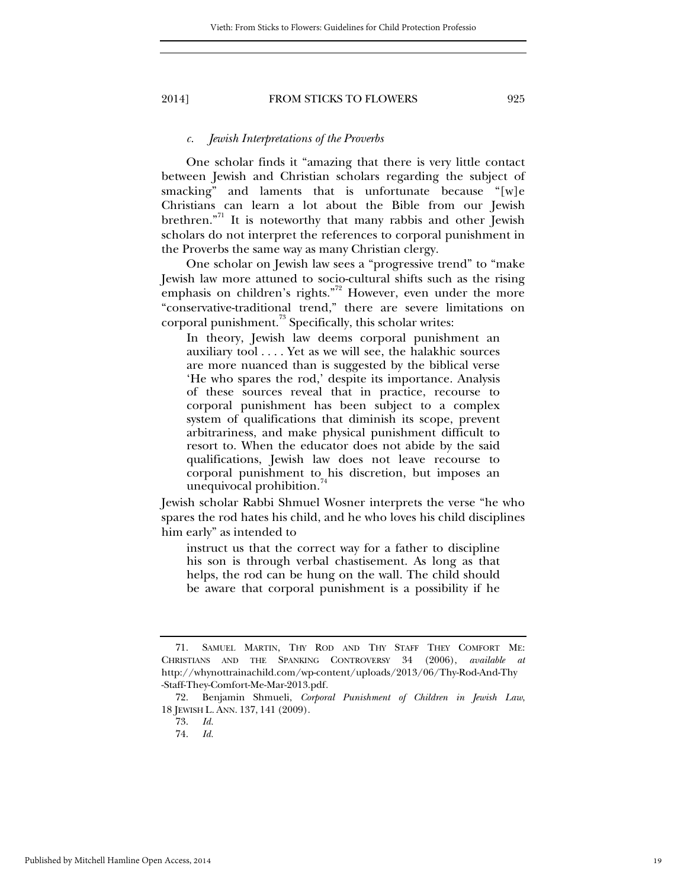### *c. Jewish Interpretations of the Proverbs*

One scholar finds it "amazing that there is very little contact between Jewish and Christian scholars regarding the subject of smacking" and laments that is unfortunate because "[w]e Christians can learn a lot about the Bible from our Jewish brethren."[71] It is noteworthy that many rabbis and other Jewish scholars do not interpret the references to corporal punishment in the Proverbs the same way as many Christian clergy.

One scholar on Jewish law sees a "progressive trend" to "make Jewish law more attuned to socio-cultural shifts such as the rising emphasis on children's rights."[72] However, even under the more "conservative-traditional trend," there are severe limitations on corporal punishment.[73] Specifically, this scholar writes:

> In theory, Jewish law deems corporal punishment an auxiliary tool . . . . Yet as we will see, the halakhic sources are more nuanced than is suggested by the biblical verse 'He who spares the rod,' despite its importance. Analysis of these sources reveal that in practice, recourse to corporal punishment has been subject to a complex system of qualifications that diminish its scope, prevent arbitrariness, and make physical punishment difficult to resort to. When the educator does not abide by the said qualifications, Jewish law does not leave recourse to corporal punishment to his discretion, but imposes an unequivocal prohibition.[74]

Jewish scholar Rabbi Shmuel Wosner interprets the verse "he who spares the rod hates his child, and he who loves his child disciplines him early" as intended to

> instruct us that the correct way for a father to discipline his son is through verbal chastisement. As long as that helps, the rod can be hung on the wall. The child should be aware that corporal punishment is a possibility if he

---

71. SAMUEL MARTIN, THY ROD AND THY STAFF THEY COMFORT ME: CHRISTIANS AND THE SPANKING CONTROVERSY 34 (2006), *available at* http://whynottrainachild.com/wp-content/uploads/2013/06/Thy-Rod-And-Thy-Staff-They-Comfort-Me-Mar-2013.pdf.

72. Benjamin Shmueli, *Corporal Punishment of Children in Jewish Law*, 18 JEWISH L. ANN. 137, 141 (2009).

73. *Id.*

74. *Id.*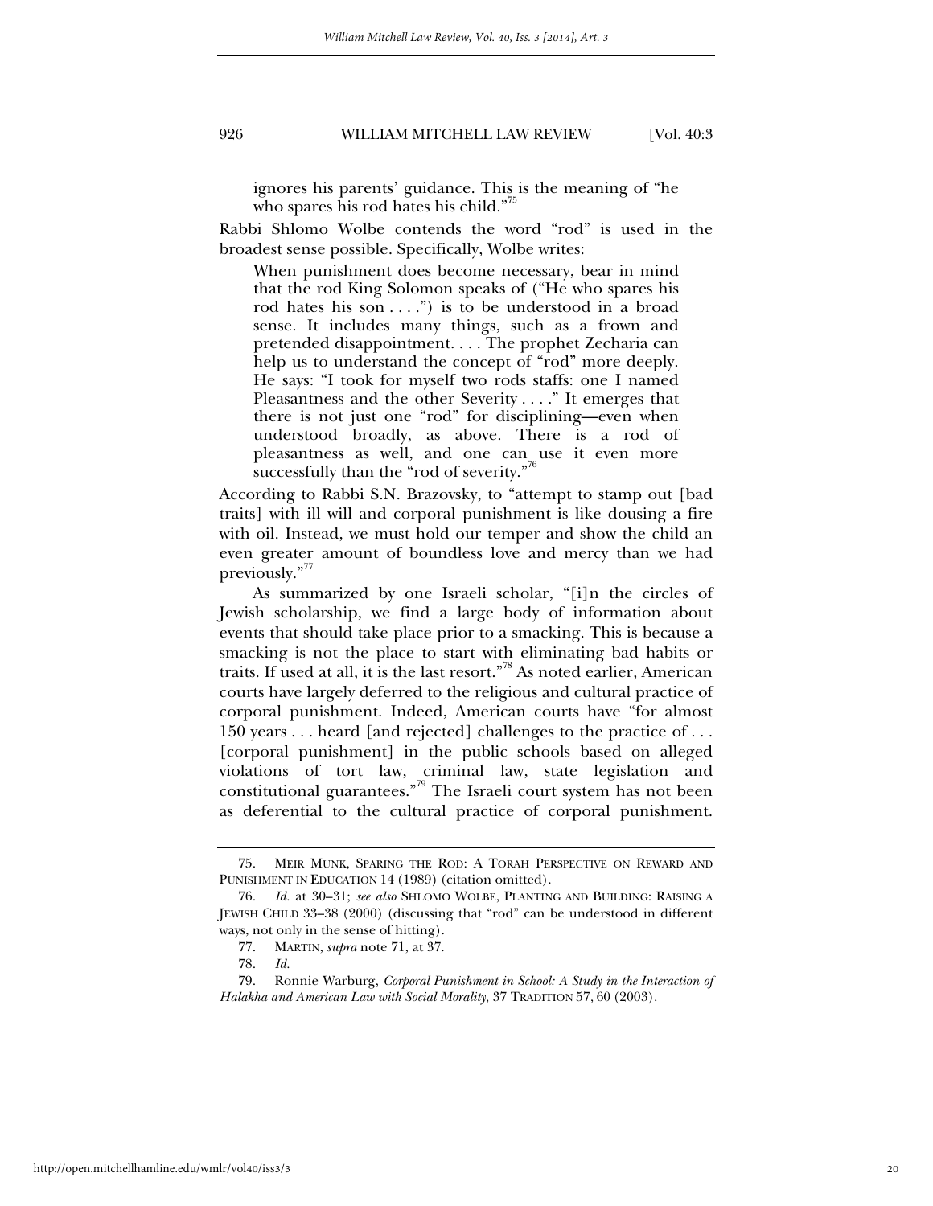> ignores his parents' guidance. This is the meaning of "he who spares his rod hates his child."[75]

Rabbi Shlomo Wolbe contends the word "rod" is used in the broadest sense possible. Specifically, Wolbe writes:

> When punishment does become necessary, bear in mind that the rod King Solomon speaks of ("He who spares his rod hates his son . . . .") is to be understood in a broad sense. It includes many things, such as a frown and pretended disappointment. . . . The prophet Zecharia can help us to understand the concept of "rod" more deeply. He says: "I took for myself two rods staffs: one I named Pleasantness and the other Severity . . . ." It emerges that there is not just one "rod" for disciplining—even when understood broadly, as above. There is a rod of pleasantness as well, and one can use it even more successfully than the "rod of severity."[76]

According to Rabbi S.N. Brazovsky, to "attempt to stamp out [bad traits] with ill will and corporal punishment is like dousing a fire with oil. Instead, we must hold our temper and show the child an even greater amount of boundless love and mercy than we had previously."[77]

As summarized by one Israeli scholar, "[i]n the circles of Jewish scholarship, we find a large body of information about events that should take place prior to a smacking. This is because a smacking is not the place to start with eliminating bad habits or traits. If used at all, it is the last resort."[78] As noted earlier, American courts have largely deferred to the religious and cultural practice of corporal punishment. Indeed, American courts have "for almost 150 years . . . heard [and rejected] challenges to the practice of . . . [corporal punishment] in the public schools based on alleged violations of tort law, criminal law, state legislation and constitutional guarantees."[79] The Israeli court system has not been as deferential to the cultural practice of corporal punishment.

---

75. MEIR MUNK, SPARING THE ROD: A TORAH PERSPECTIVE ON REWARD AND PUNISHMENT IN EDUCATION 14 (1989) (citation omitted).

76. *Id.* at 30–31; *see also* SHLOMO WOLBE, PLANTING AND BUILDING: RAISING A JEWISH CHILD 33–38 (2000) (discussing that "rod" can be understood in different ways, not only in the sense of hitting).

77. MARTIN, *supra* note 71, at 37.

78. *Id.*

79. Ronnie Warburg, *Corporal Punishment in School: A Study in the Interaction of Halakha and American Law with Social Morality*, 37 TRADITION 57, 60 (2003).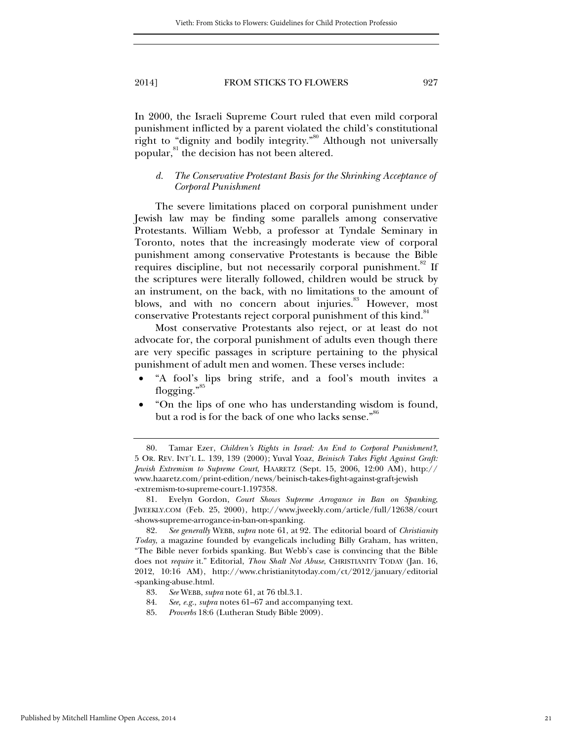In 2000, the Israeli Supreme Court ruled that even mild corporal punishment inflicted by a parent violated the child's constitutional right to "dignity and bodily integrity."[80] Although not universally popular,[81] the decision has not been altered.

#### *d. The Conservative Protestant Basis for the Shrinking Acceptance of Corporal Punishment*

The severe limitations placed on corporal punishment under Jewish law may be finding some parallels among conservative Protestants. William Webb, a professor at Tyndale Seminary in Toronto, notes that the increasingly moderate view of corporal punishment among conservative Protestants is because the Bible requires discipline, but not necessarily corporal punishment.[82] If the scriptures were literally followed, children would be struck by an instrument, on the back, with no limitations to the amount of blows, and with no concern about injuries.[83] However, most conservative Protestants reject corporal punishment of this kind.[84]

Most conservative Protestants also reject, or at least do not advocate for, the corporal punishment of adults even though there are very specific passages in scripture pertaining to the physical punishment of adult men and women. These verses include:

- "A fool's lips bring strife, and a fool's mouth invites a flogging."[85]
- "On the lips of one who has understanding wisdom is found, but a rod is for the back of one who lacks sense."[86]

---

80. Tamar Ezer, *Children's Rights in Israel: An End to Corporal Punishment?*, 5 OR. REV. INT'L L. 139, 139 (2000); Yuval Yoaz, *Beinisch Takes Fight Against Graft: Jewish Extremism to Supreme Court*, HAARETZ (Sept. 15, 2006, 12:00 AM), http://www.haaretz.com/print-edition/news/beinisch-takes-fight-against-graft-jewish-extremism-to-supreme-court-1.197358.

81. Evelyn Gordon, *Court Shows Supreme Arrogance in Ban on Spanking*, JWEEKLY.COM (Feb. 25, 2000), http://www.jweekly.com/article/full/12638/court-shows-supreme-arrogance-in-ban-on-spanking.

82. *See generally* WEBB, *supra* note 61, at 92. The editorial board of *Christianity Today*, a magazine founded by evangelicals including Billy Graham, has written, "The Bible never forbids spanking. But Webb's case is convincing that the Bible does not *require* it." Editorial, *Thou Shalt Not Abuse*, CHRISTIANITY TODAY (Jan. 16, 2012, 10:16 AM), http://www.christianitytoday.com/ct/2012/january/editorial-spanking-abuse.html.

83. *See* WEBB, *supra* note 61, at 76 tbl.3.1.

84. *See, e.g.*, *supra* notes 61–67 and accompanying text.

85. *Proverbs* 18:6 (Lutheran Study Bible 2009).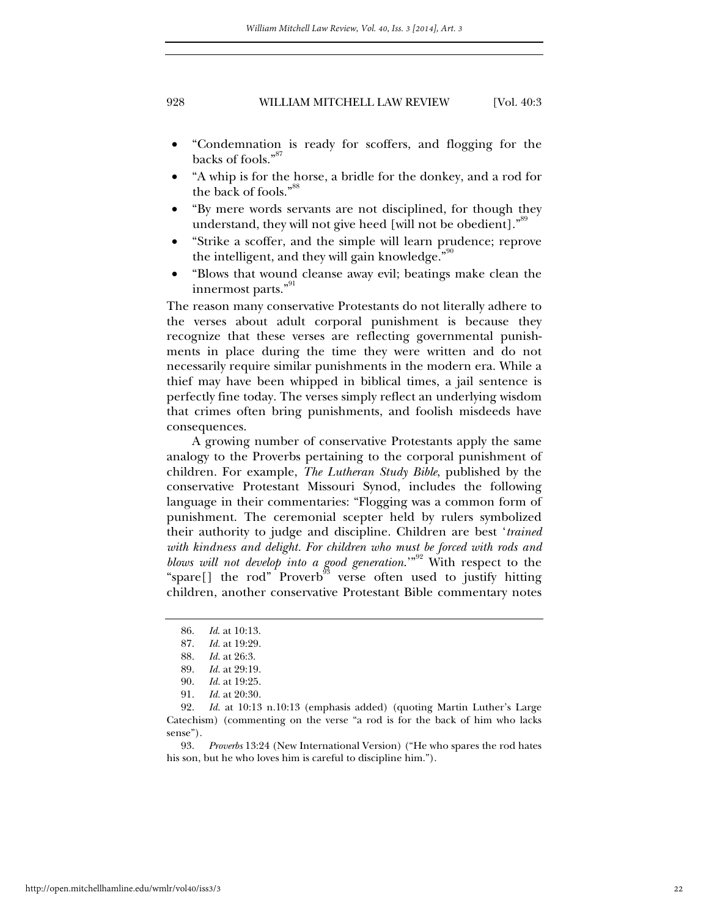- “Condemnation is ready for scoffers, and flogging for the backs of fools.”[87]
- “A whip is for the horse, a bridle for the donkey, and a rod for the back of fools.”[88]
- “By mere words servants are not disciplined, for though they understand, they will not give heed [will not be obedient].”[89]
- “Strike a scoffer, and the simple will learn prudence; reprove the intelligent, and they will gain knowledge.”[90]
- “Blows that wound cleanse away evil; beatings make clean the innermost parts.”[91]

The reason many conservative Protestants do not literally adhere to the verses about adult corporal punishment is because they recognize that these verses are reflecting governmental punishments in place during the time they were written and do not necessarily require similar punishments in the modern era. While a thief may have been whipped in biblical times, a jail sentence is perfectly fine today. The verses simply reflect an underlying wisdom that crimes often bring punishments, and foolish misdeeds have consequences.

A growing number of conservative Protestants apply the same analogy to the Proverbs pertaining to the corporal punishment of children. For example, *The Lutheran Study Bible*, published by the conservative Protestant Missouri Synod, includes the following language in their commentaries: “Flogging was a common form of punishment. The ceremonial scepter held by rulers symbolized their authority to judge and discipline. Children are best ‘*trained with kindness and delight. For children who must be forced with rods and blows will not develop into a good generation.*’”[92] With respect to the “spare[] the rod” Proverb[93] verse often used to justify hitting children, another conservative Protestant Bible commentary notes

86. *Id.* at 10:13.

87. *Id.* at 19:29.

88. *Id.* at 26:3.

89. *Id.* at 29:19.

90. *Id.* at 19:25.

91. *Id.* at 20:30.

92. *Id.* at 10:13 n.10:13 (emphasis added) (quoting Martin Luther’s Large Catechism) (commenting on the verse “a rod is for the back of him who lacks sense”).

93. *Proverbs* 13:24 (New International Version) (“He who spares the rod hates his son, but he who loves him is careful to discipline him.”).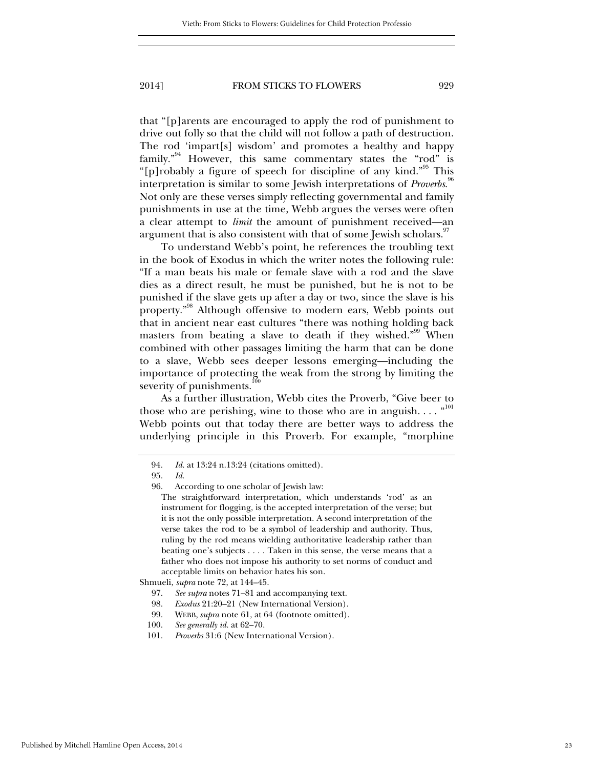that "[p]arents are encouraged to apply the rod of punishment to drive out folly so that the child will not follow a path of destruction. The rod 'impart[s] wisdom' and promotes a healthy and happy family."[94] However, this same commentary states the "rod" is "[p]robably a figure of speech for discipline of any kind."[95] This interpretation is similar to some Jewish interpretations of *Proverbs*.[96] Not only are these verses simply reflecting governmental and family punishments in use at the time, Webb argues the verses were often a clear attempt to *limit* the amount of punishment received—an argument that is also consistent with that of some Jewish scholars.[97]

To understand Webb's point, he references the troubling text in the book of Exodus in which the writer notes the following rule: "If a man beats his male or female slave with a rod and the slave dies as a direct result, he must be punished, but he is not to be punished if the slave gets up after a day or two, since the slave is his property."[98] Although offensive to modern ears, Webb points out that in ancient near east cultures "there was nothing holding back masters from beating a slave to death if they wished."[99] When combined with other passages limiting the harm that can be done to a slave, Webb sees deeper lessons emerging—including the importance of protecting the weak from the strong by limiting the severity of punishments.[100]

As a further illustration, Webb cites the Proverb, "Give beer to those who are perishing, wine to those who are in anguish. . . . "[101] Webb points out that today there are better ways to address the underlying principle in this Proverb. For example, "morphine

---

94. *Id.* at 13:24 n.13:24 (citations omitted).

95. *Id.*

96. According to one scholar of Jewish law:

> The straightforward interpretation, which understands 'rod' as an instrument for flogging, is the accepted interpretation of the verse; but it is not the only possible interpretation. A second interpretation of the verse takes the rod to be a symbol of leadership and authority. Thus, ruling by the rod means wielding authoritative leadership rather than beating one's subjects . . . . Taken in this sense, the verse means that a father who does not impose his authority to set norms of conduct and acceptable limits on behavior hates his son.

Shmueli, *supra* note 72, at 144–45.

97. *See supra* notes 71–81 and accompanying text.

98. *Exodus* 21:20–21 (New International Version).

99. WEBB, *supra* note 61, at 64 (footnote omitted).

100. *See generally id.* at 62–70.

101. *Proverbs* 31:6 (New International Version).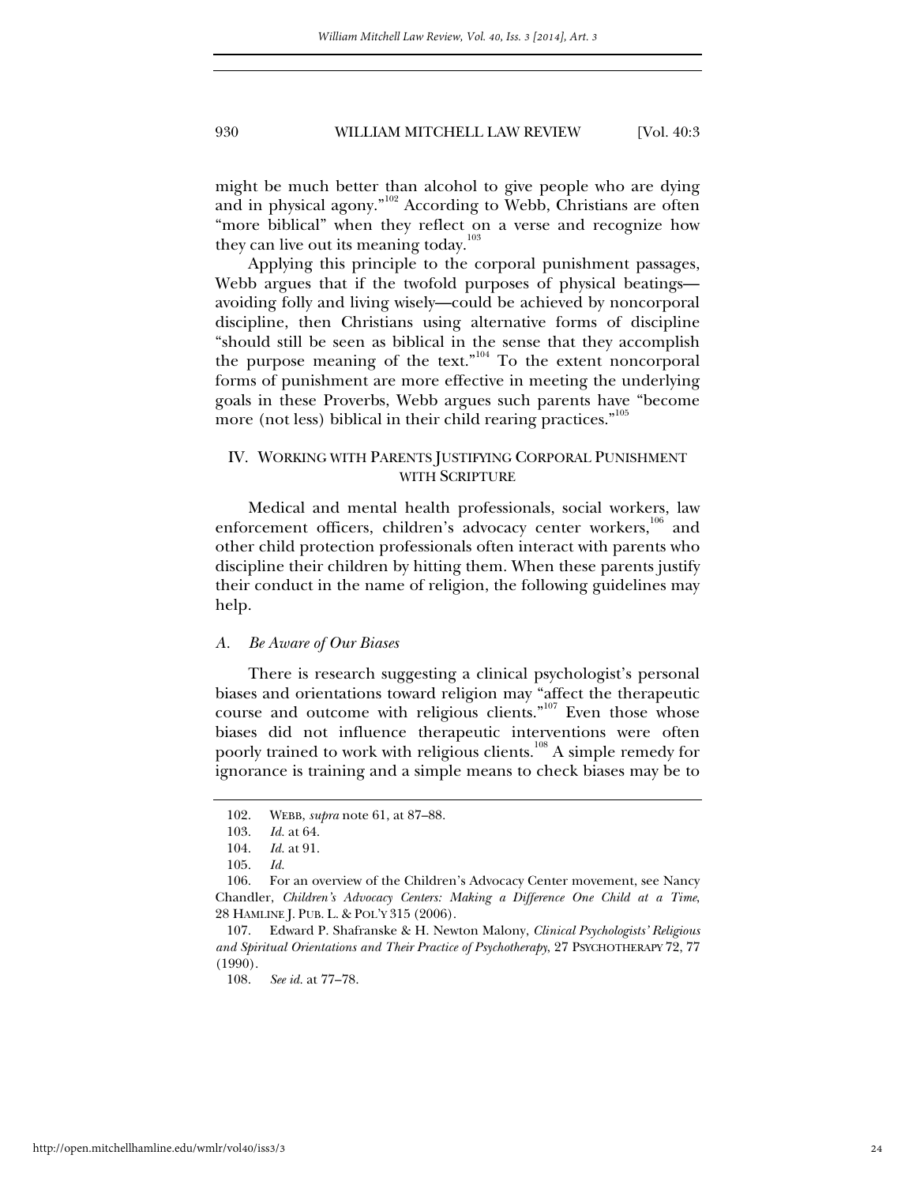might be much better than alcohol to give people who are dying and in physical agony."[102] According to Webb, Christians are often "more biblical" when they reflect on a verse and recognize how they can live out its meaning today.[103]

Applying this principle to the corporal punishment passages, Webb argues that if the twofold purposes of physical beatings—avoiding folly and living wisely—could be achieved by noncorporal discipline, then Christians using alternative forms of discipline "should still be seen as biblical in the sense that they accomplish the purpose meaning of the text."[104] To the extent noncorporal forms of punishment are more effective in meeting the underlying goals in these Proverbs, Webb argues such parents have "become more (not less) biblical in their child rearing practices."[105]

## IV. WORKING WITH PARENTS JUSTIFYING CORPORAL PUNISHMENT WITH SCRIPTURE

Medical and mental health professionals, social workers, law enforcement officers, children's advocacy center workers,[106] and other child protection professionals often interact with parents who discipline their children by hitting them. When these parents justify their conduct in the name of religion, the following guidelines may help.

### *A. Be Aware of Our Biases*

There is research suggesting a clinical psychologist's personal biases and orientations toward religion may "affect the therapeutic course and outcome with religious clients."[107] Even those whose biases did not influence therapeutic interventions were often poorly trained to work with religious clients.[108] A simple remedy for ignorance is training and a simple means to check biases may be to

---

102. WEBB, *supra* note 61, at 87–88.

103. *Id.* at 64.

104. *Id.* at 91.

105. *Id.*

106. For an overview of the Children's Advocacy Center movement, see Nancy Chandler, *Children's Advocacy Centers: Making a Difference One Child at a Time*, 28 HAMLINE J. PUB. L. & POL'Y 315 (2006).

107. Edward P. Shafranske & H. Newton Malony, *Clinical Psychologists' Religious and Spiritual Orientations and Their Practice of Psychotherapy*, 27 PSYCHOTHERAPY 72, 77 (1990).

108. *See id.* at 77–78.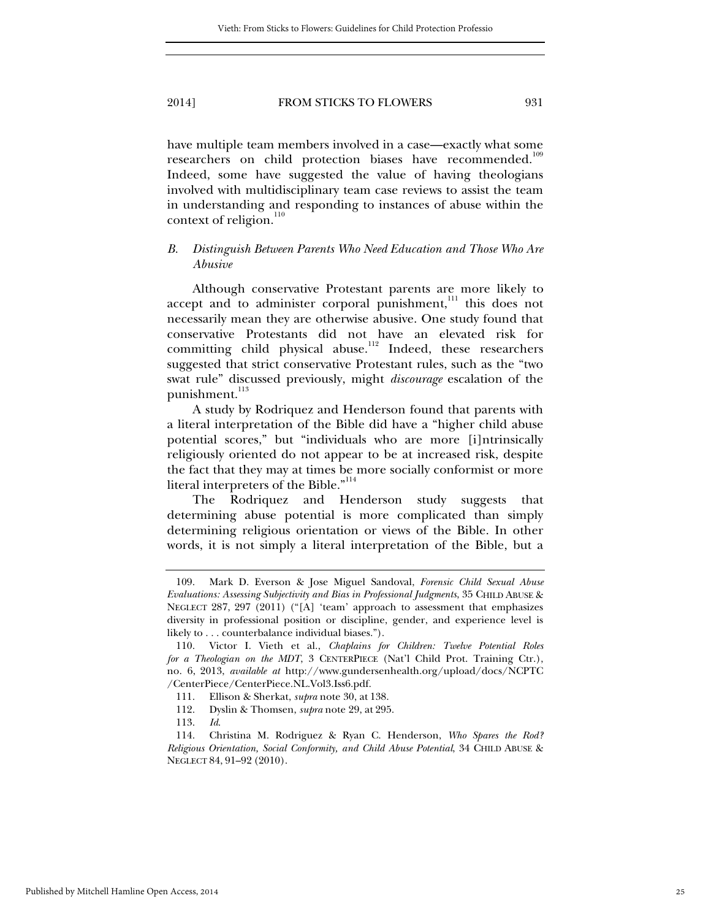have multiple team members involved in a case—exactly what some researchers on child protection biases have recommended.[109] Indeed, some have suggested the value of having theologians involved with multidisciplinary team case reviews to assist the team in understanding and responding to instances of abuse within the context of religion.[110]

### *B. Distinguish Between Parents Who Need Education and Those Who Are Abusive*

Although conservative Protestant parents are more likely to accept and to administer corporal punishment,[111] this does not necessarily mean they are otherwise abusive. One study found that conservative Protestants did not have an elevated risk for committing child physical abuse.[112] Indeed, these researchers suggested that strict conservative Protestant rules, such as the "two swat rule" discussed previously, might *discourage* escalation of the punishment.[113]

A study by Rodriquez and Henderson found that parents with a literal interpretation of the Bible did have a "higher child abuse potential scores," but "individuals who are more [i]ntrinsically religiously oriented do not appear to be at increased risk, despite the fact that they may at times be more socially conformist or more literal interpreters of the Bible."[114]

The Rodriquez and Henderson study suggests that determining abuse potential is more complicated than simply determining religious orientation or views of the Bible. In other words, it is not simply a literal interpretation of the Bible, but a

---

109. Mark D. Everson & Jose Miguel Sandoval, *Forensic Child Sexual Abuse Evaluations: Assessing Subjectivity and Bias in Professional Judgments*, 35 CHILD ABUSE & NEGLECT 287, 297 (2011) ("[A] 'team' approach to assessment that emphasizes diversity in professional position or discipline, gender, and experience level is likely to . . . counterbalance individual biases.").

110. Victor I. Vieth et al., *Chaplains for Children: Twelve Potential Roles for a Theologian on the MDT*, 3 CENTERPIECE (Nat'l Child Prot. Training Ctr.), no. 6, 2013, *available at* http://www.gundersenhealth.org/upload/docs/NCPTC/CenterPiece/CenterPiece.NL.Vol3.Iss6.pdf.

111. Ellison & Sherkat, *supra* note 30, at 138.

112. Dyslin & Thomsen, *supra* note 29, at 295.

113. *Id.*

114. Christina M. Rodriguez & Ryan C. Henderson, *Who Spares the Rod? Religious Orientation, Social Conformity, and Child Abuse Potential*, 34 CHILD ABUSE & NEGLECT 84, 91–92 (2010).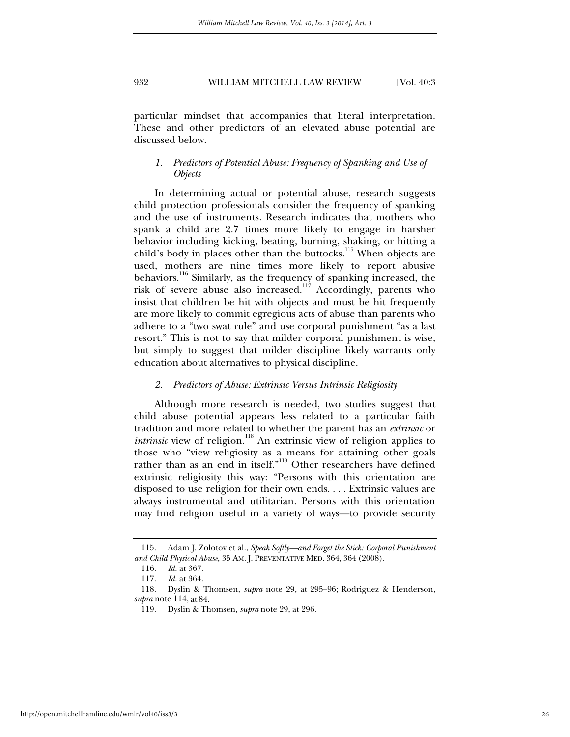particular mindset that accompanies that literal interpretation. These and other predictors of an elevated abuse potential are discussed below.

### *1. Predictors of Potential Abuse: Frequency of Spanking and Use of Objects*

In determining actual or potential abuse, research suggests child protection professionals consider the frequency of spanking and the use of instruments. Research indicates that mothers who spank a child are 2.7 times more likely to engage in harsher behavior including kicking, beating, burning, shaking, or hitting a child's body in places other than the buttocks.[115] When objects are used, mothers are nine times more likely to report abusive behaviors.[116] Similarly, as the frequency of spanking increased, the risk of severe abuse also increased.[117] Accordingly, parents who insist that children be hit with objects and must be hit frequently are more likely to commit egregious acts of abuse than parents who adhere to a "two swat rule" and use corporal punishment "as a last resort." This is not to say that milder corporal punishment is wise, but simply to suggest that milder discipline likely warrants only education about alternatives to physical discipline.

### *2. Predictors of Abuse: Extrinsic Versus Intrinsic Religiosity*

Although more research is needed, two studies suggest that child abuse potential appears less related to a particular faith tradition and more related to whether the parent has an *extrinsic* or *intrinsic* view of religion.[118] An extrinsic view of religion applies to those who "view religiosity as a means for attaining other goals rather than as an end in itself."[119] Other researchers have defined extrinsic religiosity this way: "Persons with this orientation are disposed to use religion for their own ends. . . . Extrinsic values are always instrumental and utilitarian. Persons with this orientation may find religion useful in a variety of ways—to provide security

---

115. Adam J. Zolotov et al., *Speak Softly—and Forget the Stick: Corporal Punishment and Child Physical Abuse*, 35 AM. J. PREVENTATIVE MED. 364, 364 (2008).

116. *Id.* at 367.

117. *Id.* at 364.

118. Dyslin & Thomsen, *supra* note 29, at 295–96; Rodriguez & Henderson, *supra* note 114, at 84.

119. Dyslin & Thomsen, *supra* note 29, at 296.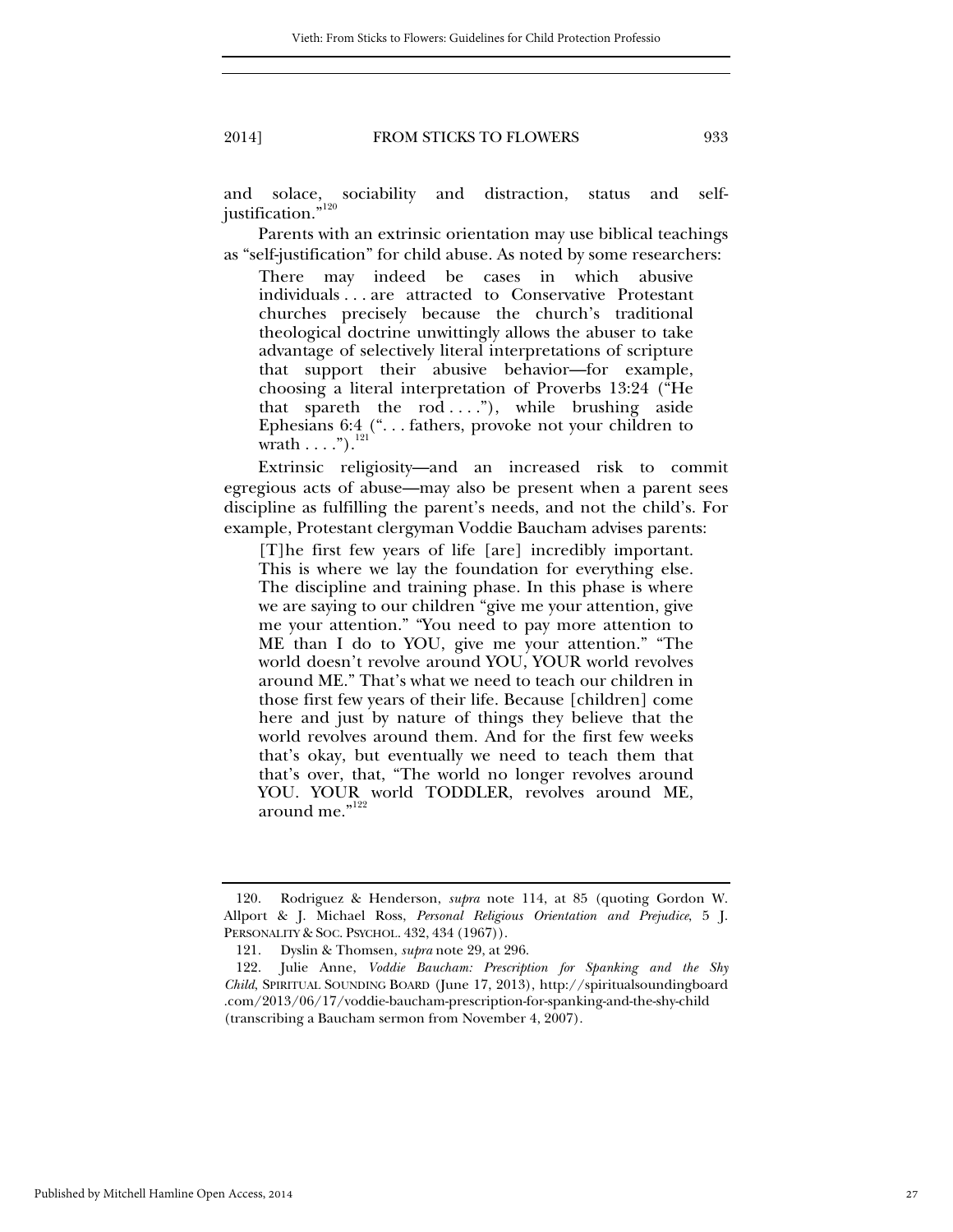and solace, sociability and distraction, status and self-justification."[120]

Parents with an extrinsic orientation may use biblical teachings as "self-justification" for child abuse. As noted by some researchers:

> There may indeed be cases in which abusive individuals . . . are attracted to Conservative Protestant churches precisely because the church's traditional theological doctrine unwittingly allows the abuser to take advantage of selectively literal interpretations of scripture that support their abusive behavior—for example, choosing a literal interpretation of Proverbs 13:24 ("He that spareth the rod . . . ."), while brushing aside Ephesians 6:4 (". . . fathers, provoke not your children to wrath . . . .").[121]

Extrinsic religiosity—and an increased risk to commit egregious acts of abuse—may also be present when a parent sees discipline as fulfilling the parent's needs, and not the child's. For example, Protestant clergyman Voddie Baucham advises parents:

> [T]he first few years of life [are] incredibly important. This is where we lay the foundation for everything else. The discipline and training phase. In this phase is where we are saying to our children "give me your attention, give me your attention." "You need to pay more attention to ME than I do to YOU, give me your attention." "The world doesn't revolve around YOU, YOUR world revolves around ME." That's what we need to teach our children in those first few years of their life. Because [children] come here and just by nature of things they believe that the world revolves around them. And for the first few weeks that's okay, but eventually we need to teach them that that's over, that, "The world no longer revolves around YOU. YOUR world TODDLER, revolves around ME, around me."[122]

---

120. Rodriguez & Henderson, *supra* note 114, at 85 (quoting Gordon W. Allport & J. Michael Ross, *Personal Religious Orientation and Prejudice*, 5 J. PERSONALITY & SOC. PSYCHOL. 432, 434 (1967)).

121. Dyslin & Thomsen, *supra* note 29, at 296.

122. Julie Anne, *Voddie Baucham: Prescription for Spanking and the Shy Child*, SPIRITUAL SOUNDING BOARD (June 17, 2013), http://spiritualsoundingboard.com/2013/06/17/voddie-baucham-prescription-for-spanking-and-the-shy-child (transcribing a Baucham sermon from November 4, 2007).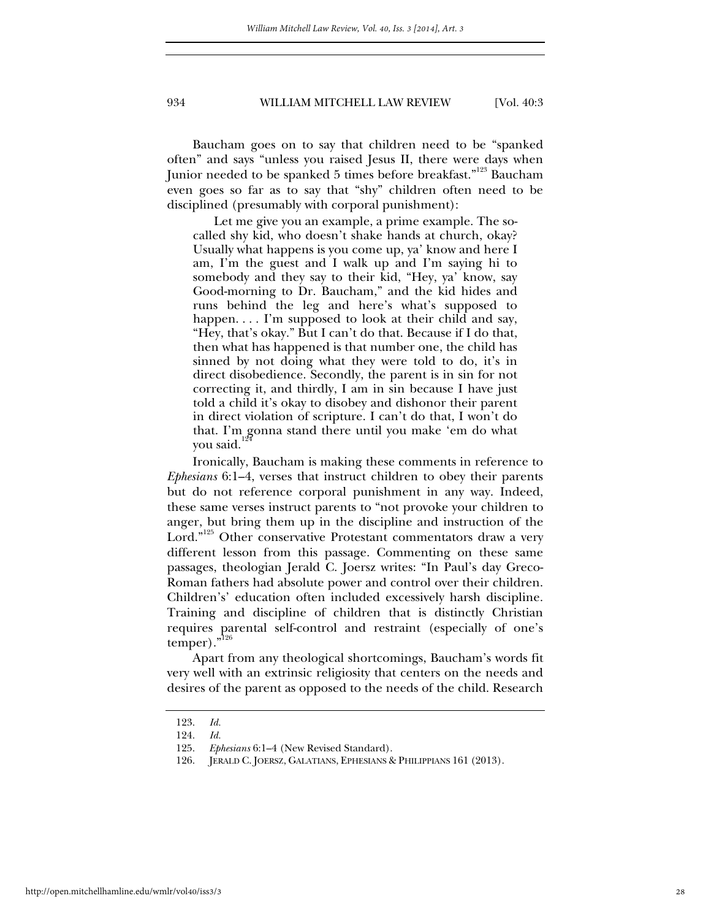Baucham goes on to say that children need to be "spanked often" and says "unless you raised Jesus II, there were days when Junior needed to be spanked 5 times before breakfast."[123] Baucham even goes so far as to say that "shy" children often need to be disciplined (presumably with corporal punishment):

> Let me give you an example, a prime example. The so-called shy kid, who doesn't shake hands at church, okay? Usually what happens is you come up, ya' know and here I am, I'm the guest and I walk up and I'm saying hi to somebody and they say to their kid, "Hey, ya' know, say Good-morning to Dr. Baucham," and the kid hides and runs behind the leg and here's what's supposed to happen. . . . I'm supposed to look at their child and say, "Hey, that's okay." But I can't do that. Because if I do that, then what has happened is that number one, the child has sinned by not doing what they were told to do, it's in direct disobedience. Secondly, the parent is in sin for not correcting it, and thirdly, I am in sin because I have just told a child it's okay to disobey and dishonor their parent in direct violation of scripture. I can't do that, I won't do that. I'm gonna stand there until you make 'em do what you said.[124]

Ironically, Baucham is making these comments in reference to *Ephesians* 6:1–4, verses that instruct children to obey their parents but do not reference corporal punishment in any way. Indeed, these same verses instruct parents to "not provoke your children to anger, but bring them up in the discipline and instruction of the Lord."[125] Other conservative Protestant commentators draw a very different lesson from this passage. Commenting on these same passages, theologian Jerald C. Joersz writes: "In Paul's day Greco-Roman fathers had absolute power and control over their children. Children's' education often included excessively harsh discipline. Training and discipline of children that is distinctly Christian requires parental self-control and restraint (especially of one's temper)."[126]

Apart from any theological shortcomings, Baucham's words fit very well with an extrinsic religiosity that centers on the needs and desires of the parent as opposed to the needs of the child. Research

---

123. *Id.*

124. *Id.*

125. *Ephesians* 6:1–4 (New Revised Standard).

126. JERALD C. JOERSZ, GALATIANS, EPHESIANS & PHILIPPIANS 161 (2013).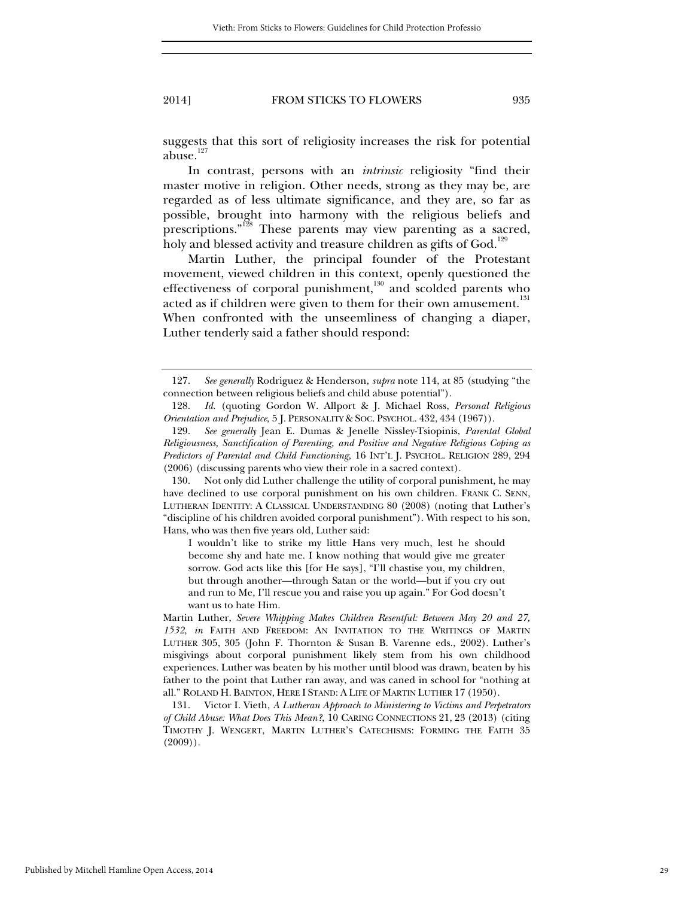suggests that this sort of religiosity increases the risk for potential abuse.[127]

In contrast, persons with an *intrinsic* religiosity "find their master motive in religion. Other needs, strong as they may be, are regarded as of less ultimate significance, and they are, so far as possible, brought into harmony with the religious beliefs and prescriptions."[128] These parents may view parenting as a sacred, holy and blessed activity and treasure children as gifts of God.[129]

Martin Luther, the principal founder of the Protestant movement, viewed children in this context, openly questioned the effectiveness of corporal punishment,[130] and scolded parents who acted as if children were given to them for their own amusement.[131] When confronted with the unseemliness of changing a diaper, Luther tenderly said a father should respond:

---

127. *See generally* Rodriguez & Henderson, *supra* note 114, at 85 (studying "the connection between religious beliefs and child abuse potential").

128. *Id.* (quoting Gordon W. Allport & J. Michael Ross, *Personal Religious Orientation and Prejudice*, 5 J. PERSONALITY & SOC. PSYCHOL. 432, 434 (1967)).

129. *See generally* Jean E. Dumas & Jenelle Nissley-Tsiopinis, *Parental Global Religiousness, Sanctification of Parenting, and Positive and Negative Religious Coping as Predictors of Parental and Child Functioning*, 16 INT'L J. PSYCHOL. RELIGION 289, 294 (2006) (discussing parents who view their role in a sacred context).

130. Not only did Luther challenge the utility of corporal punishment, he may have declined to use corporal punishment on his own children. FRANK C. SENN, LUTHERAN IDENTITY: A CLASSICAL UNDERSTANDING 80 (2008) (noting that Luther's "discipline of his children avoided corporal punishment"). With respect to his son, Hans, who was then five years old, Luther said:

> I wouldn't like to strike my little Hans very much, lest he should become shy and hate me. I know nothing that would give me greater sorrow. God acts like this [for He says], "I'll chastise you, my children, but through another—through Satan or the world—but if you cry out and run to Me, I'll rescue you and raise you up again." For God doesn't want us to hate Him.

Martin Luther, *Severe Whipping Makes Children Resentful: Between May 20 and 27, 1532*, *in* FAITH AND FREEDOM: AN INVITATION TO THE WRITINGS OF MARTIN LUTHER 305, 305 (John F. Thornton & Susan B. Varenne eds., 2002). Luther's misgivings about corporal punishment likely stem from his own childhood experiences. Luther was beaten by his mother until blood was drawn, beaten by his father to the point that Luther ran away, and was caned in school for "nothing at all." ROLAND H. BAINTON, HERE I STAND: A LIFE OF MARTIN LUTHER 17 (1950).

131. Victor I. Vieth, *A Lutheran Approach to Ministering to Victims and Perpetrators of Child Abuse: What Does This Mean?*, 10 CARING CONNECTIONS 21, 23 (2013) (citing TIMOTHY J. WENGERT, MARTIN LUTHER'S CATECHISMS: FORMING THE FAITH 35 (2009)).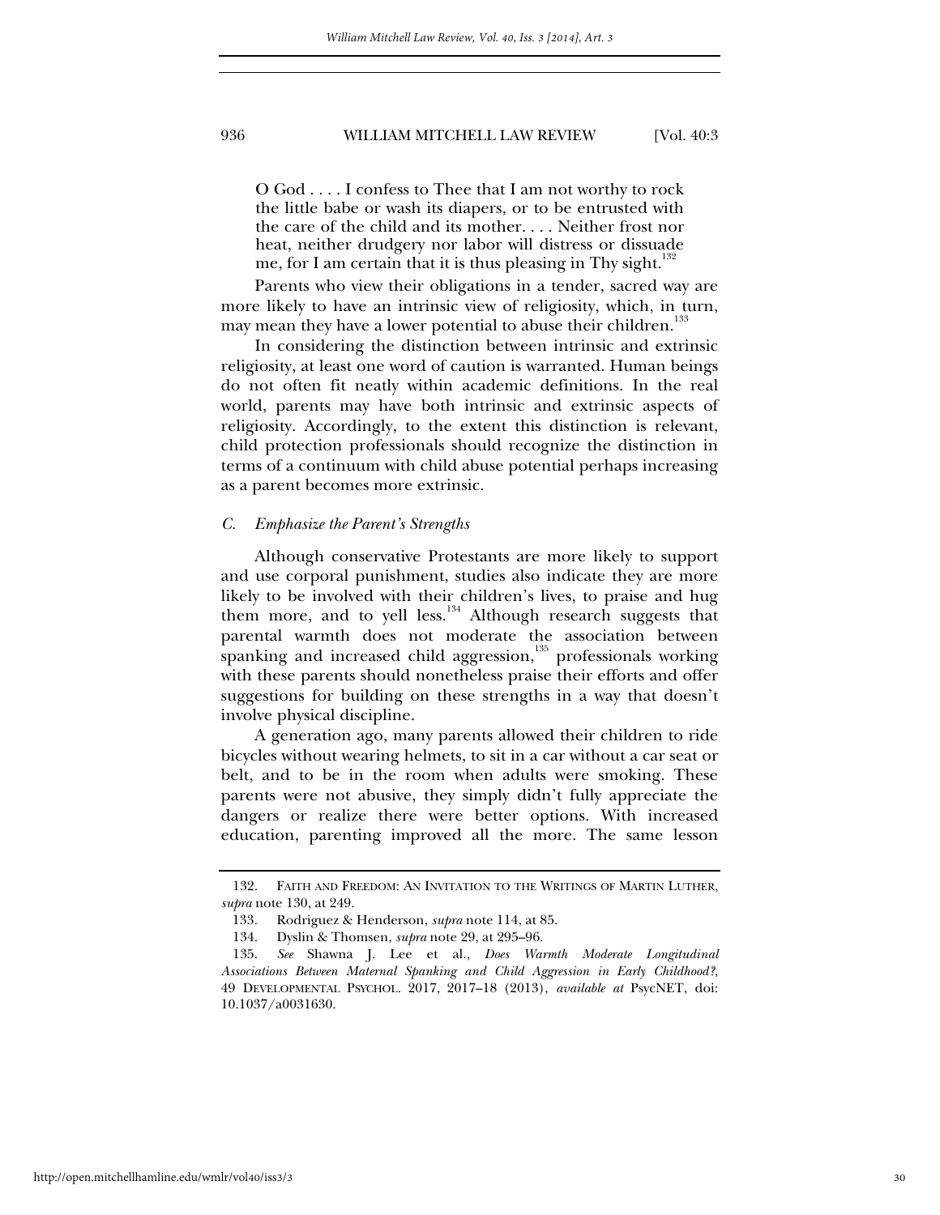> O God . . . . I confess to Thee that I am not worthy to rock the little babe or wash its diapers, or to be entrusted with the care of the child and its mother. . . . Neither frost nor heat, neither drudgery nor labor will distress or dissuade me, for I am certain that it is thus pleasing in Thy sight.[132]

Parents who view their obligations in a tender, sacred way are more likely to have an intrinsic view of religiosity, which, in turn, may mean they have a lower potential to abuse their children.[133]

In considering the distinction between intrinsic and extrinsic religiosity, at least one word of caution is warranted. Human beings do not often fit neatly within academic definitions. In the real world, parents may have both intrinsic and extrinsic aspects of religiosity. Accordingly, to the extent this distinction is relevant, child protection professionals should recognize the distinction in terms of a continuum with child abuse potential perhaps increasing as a parent becomes more extrinsic.

### *C. Emphasize the Parent's Strengths*

Although conservative Protestants are more likely to support and use corporal punishment, studies also indicate they are more likely to be involved with their children's lives, to praise and hug them more, and to yell less.[134] Although research suggests that parental warmth does not moderate the association between spanking and increased child aggression,[135] professionals working with these parents should nonetheless praise their efforts and offer suggestions for building on these strengths in a way that doesn't involve physical discipline.

A generation ago, many parents allowed their children to ride bicycles without wearing helmets, to sit in a car without a car seat or belt, and to be in the room when adults were smoking. These parents were not abusive, they simply didn't fully appreciate the dangers or realize there were better options. With increased education, parenting improved all the more. The same lesson

---

132. FAITH AND FREEDOM: AN INVITATION TO THE WRITINGS OF MARTIN LUTHER, *supra* note 130, at 249.

133. Rodriguez & Henderson, *supra* note 114, at 85.

134. Dyslin & Thomsen, *supra* note 29, at 295–96.

135. *See* Shawna J. Lee et al., *Does Warmth Moderate Longitudinal Associations Between Maternal Spanking and Child Aggression in Early Childhood?*, 49 DEVELOPMENTAL PSYCHOL. 2017, 2017–18 (2013), *available at* PsycNET, doi: 10.1037/a0031630.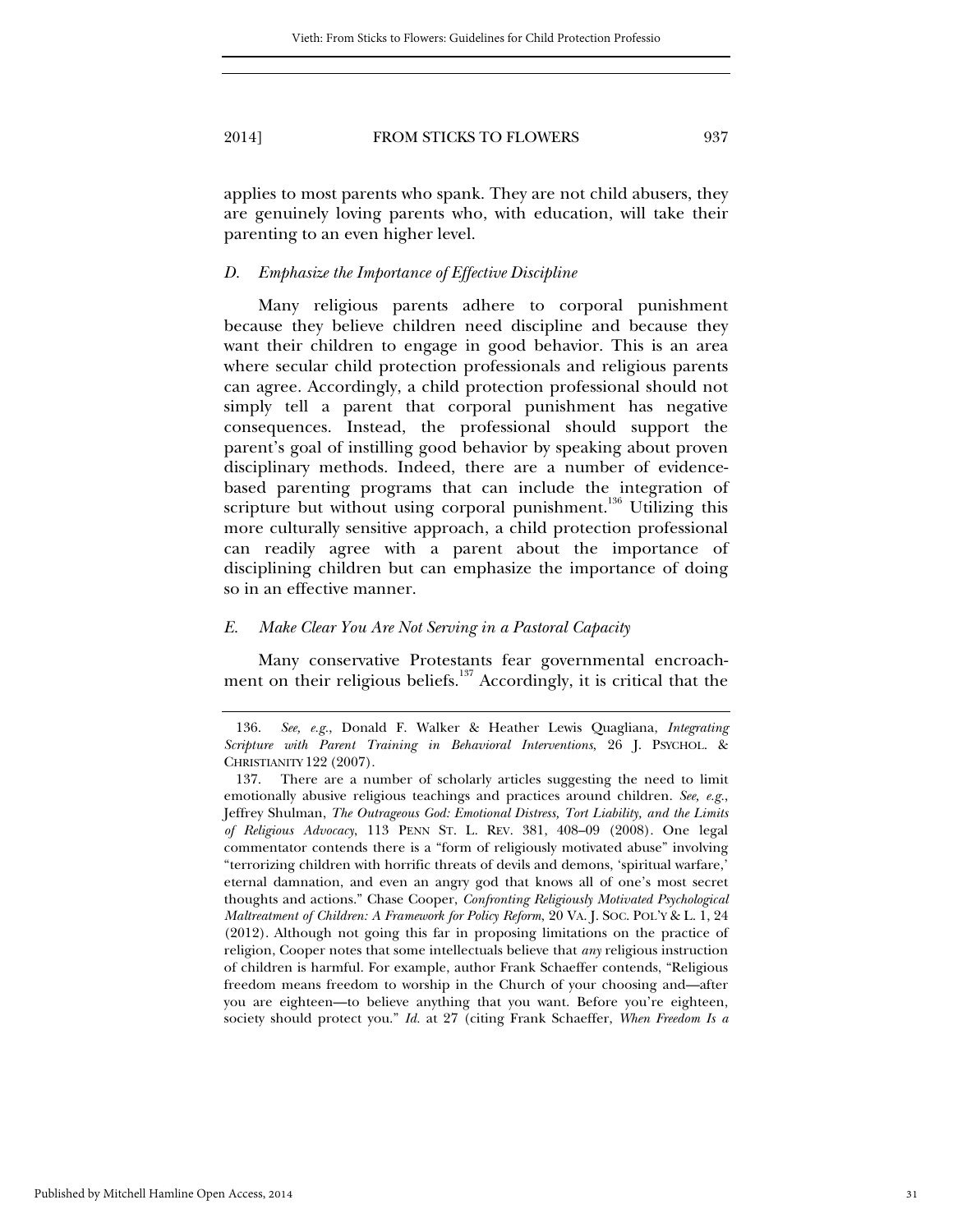applies to most parents who spank. They are not child abusers, they are genuinely loving parents who, with education, will take their parenting to an even higher level.

### *D. Emphasize the Importance of Effective Discipline*

Many religious parents adhere to corporal punishment because they believe children need discipline and because they want their children to engage in good behavior. This is an area where secular child protection professionals and religious parents can agree. Accordingly, a child protection professional should not simply tell a parent that corporal punishment has negative consequences. Instead, the professional should support the parent's goal of instilling good behavior by speaking about proven disciplinary methods. Indeed, there are a number of evidence-based parenting programs that can include the integration of scripture but without using corporal punishment.[136] Utilizing this more culturally sensitive approach, a child protection professional can readily agree with a parent about the importance of disciplining children but can emphasize the importance of doing so in an effective manner.

### *E. Make Clear You Are Not Serving in a Pastoral Capacity*

Many conservative Protestants fear governmental encroachment on their religious beliefs.[137] Accordingly, it is critical that the

---

136. *See, e.g.*, Donald F. Walker & Heather Lewis Quagliana, *Integrating Scripture with Parent Training in Behavioral Interventions*, 26 J. PSYCHOL. & CHRISTIANITY 122 (2007).

137. There are a number of scholarly articles suggesting the need to limit emotionally abusive religious teachings and practices around children. *See, e.g.*, Jeffrey Shulman, *The Outrageous God: Emotional Distress, Tort Liability, and the Limits of Religious Advocacy*, 113 PENN ST. L. REV. 381, 408–09 (2008). One legal commentator contends there is a "form of religiously motivated abuse" involving "terrorizing children with horrific threats of devils and demons, 'spiritual warfare,' eternal damnation, and even an angry god that knows all of one's most secret thoughts and actions." Chase Cooper, *Confronting Religiously Motivated Psychological Maltreatment of Children: A Framework for Policy Reform*, 20 VA. J. SOC. POL'Y & L. 1, 24 (2012). Although not going this far in proposing limitations on the practice of religion, Cooper notes that some intellectuals believe that *any* religious instruction of children is harmful. For example, author Frank Schaeffer contends, "Religious freedom means freedom to worship in the Church of your choosing and—after you are eighteen—to believe anything that you want. Before you're eighteen, society should protect you." *Id.* at 27 (citing Frank Schaeffer, *When Freedom Is a*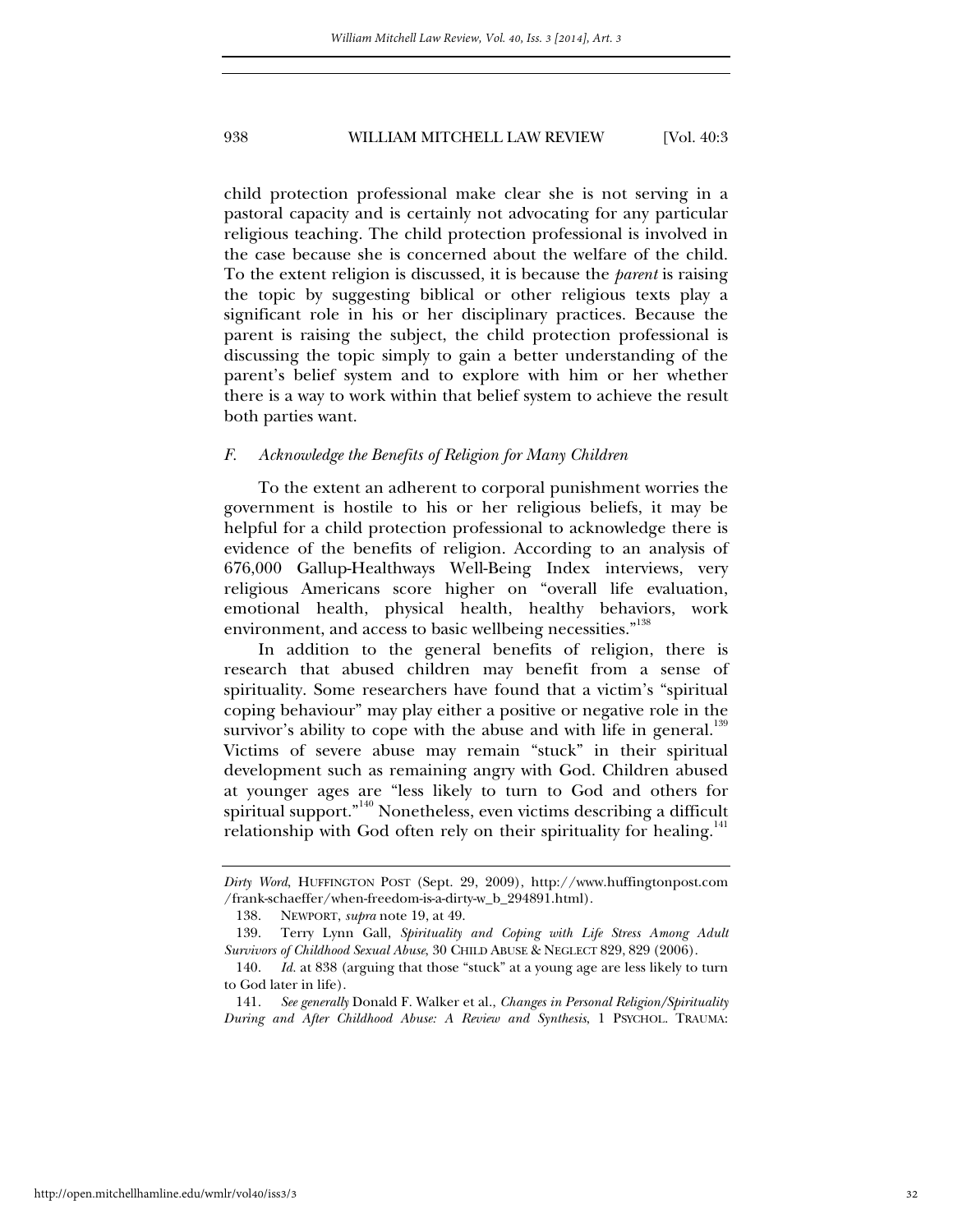child protection professional make clear she is not serving in a pastoral capacity and is certainly not advocating for any particular religious teaching. The child protection professional is involved in the case because she is concerned about the welfare of the child. To the extent religion is discussed, it is because the *parent* is raising the topic by suggesting biblical or other religious texts play a significant role in his or her disciplinary practices. Because the parent is raising the subject, the child protection professional is discussing the topic simply to gain a better understanding of the parent's belief system and to explore with him or her whether there is a way to work within that belief system to achieve the result both parties want.

### *F. Acknowledge the Benefits of Religion for Many Children*

To the extent an adherent to corporal punishment worries the government is hostile to his or her religious beliefs, it may be helpful for a child protection professional to acknowledge there is evidence of the benefits of religion. According to an analysis of 676,000 Gallup-Healthways Well-Being Index interviews, very religious Americans score higher on "overall life evaluation, emotional health, physical health, healthy behaviors, work environment, and access to basic wellbeing necessities."[138]

In addition to the general benefits of religion, there is research that abused children may benefit from a sense of spirituality. Some researchers have found that a victim's "spiritual coping behaviour" may play either a positive or negative role in the survivor's ability to cope with the abuse and with life in general.[139] Victims of severe abuse may remain "stuck" in their spiritual development such as remaining angry with God. Children abused at younger ages are "less likely to turn to God and others for spiritual support."[140] Nonetheless, even victims describing a difficult relationship with God often rely on their spirituality for healing.[141]

---

*Dirty Word*, HUFFINGTON POST (Sept. 29, 2009), http://www.huffingtonpost.com/frank-schaeffer/when-freedom-is-a-dirty-w_b_294891.html).

138. NEWPORT, *supra* note 19, at 49.

139. Terry Lynn Gall, *Spirituality and Coping with Life Stress Among Adult Survivors of Childhood Sexual Abuse*, 30 CHILD ABUSE & NEGLECT 829, 829 (2006).

140. *Id.* at 838 (arguing that those "stuck" at a young age are less likely to turn to God later in life).

141. *See generally* Donald F. Walker et al., *Changes in Personal Religion/Spirituality During and After Childhood Abuse: A Review and Synthesis*, 1 PSYCHOL. TRAUMA: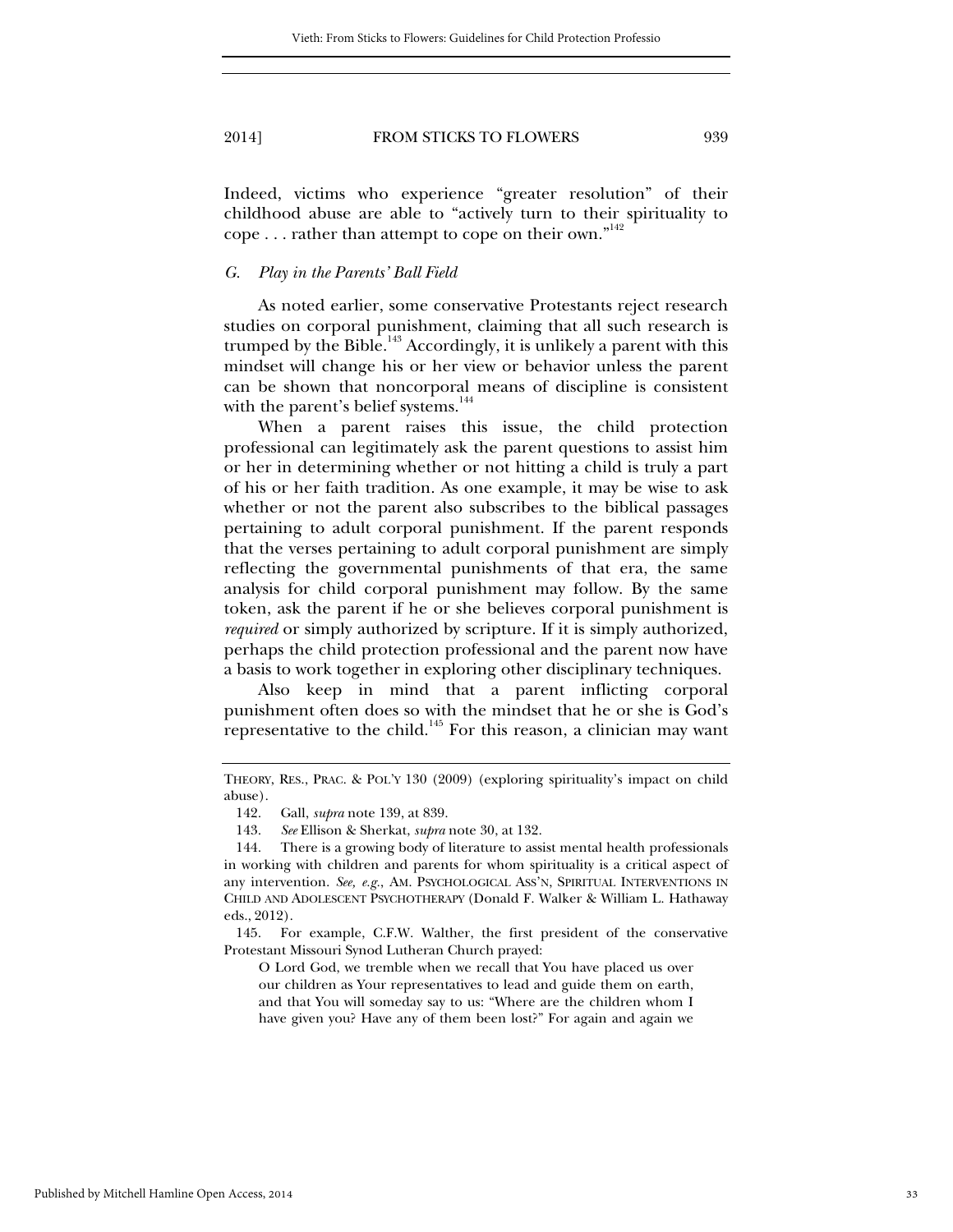Indeed, victims who experience "greater resolution" of their childhood abuse are able to "actively turn to their spirituality to cope . . . rather than attempt to cope on their own."[142]

### *G. Play in the Parents' Ball Field*

As noted earlier, some conservative Protestants reject research studies on corporal punishment, claiming that all such research is trumped by the Bible.[143] Accordingly, it is unlikely a parent with this mindset will change his or her view or behavior unless the parent can be shown that noncorporal means of discipline is consistent with the parent's belief systems.[144]

When a parent raises this issue, the child protection professional can legitimately ask the parent questions to assist him or her in determining whether or not hitting a child is truly a part of his or her faith tradition. As one example, it may be wise to ask whether or not the parent also subscribes to the biblical passages pertaining to adult corporal punishment. If the parent responds that the verses pertaining to adult corporal punishment are simply reflecting the governmental punishments of that era, the same analysis for child corporal punishment may follow. By the same token, ask the parent if he or she believes corporal punishment is *required* or simply authorized by scripture. If it is simply authorized, perhaps the child protection professional and the parent now have a basis to work together in exploring other disciplinary techniques.

Also keep in mind that a parent inflicting corporal punishment often does so with the mindset that he or she is God's representative to the child.[145] For this reason, a clinician may want

---

THEORY, RES., PRAC. & POL'Y 130 (2009) (exploring spirituality's impact on child abuse).

142. Gall, *supra* note 139, at 839.

143. *See* Ellison & Sherkat, *supra* note 30, at 132.

144. There is a growing body of literature to assist mental health professionals in working with children and parents for whom spirituality is a critical aspect of any intervention. *See, e.g.*, AM. PSYCHOLOGICAL ASS'N, SPIRITUAL INTERVENTIONS IN CHILD AND ADOLESCENT PSYCHOTHERAPY (Donald F. Walker & William L. Hathaway eds., 2012).

145. For example, C.F.W. Walther, the first president of the conservative Protestant Missouri Synod Lutheran Church prayed:

> O Lord God, we tremble when we recall that You have placed us over our children as Your representatives to lead and guide them on earth, and that You will someday say to us: "Where are the children whom I have given you? Have any of them been lost?" For again and again we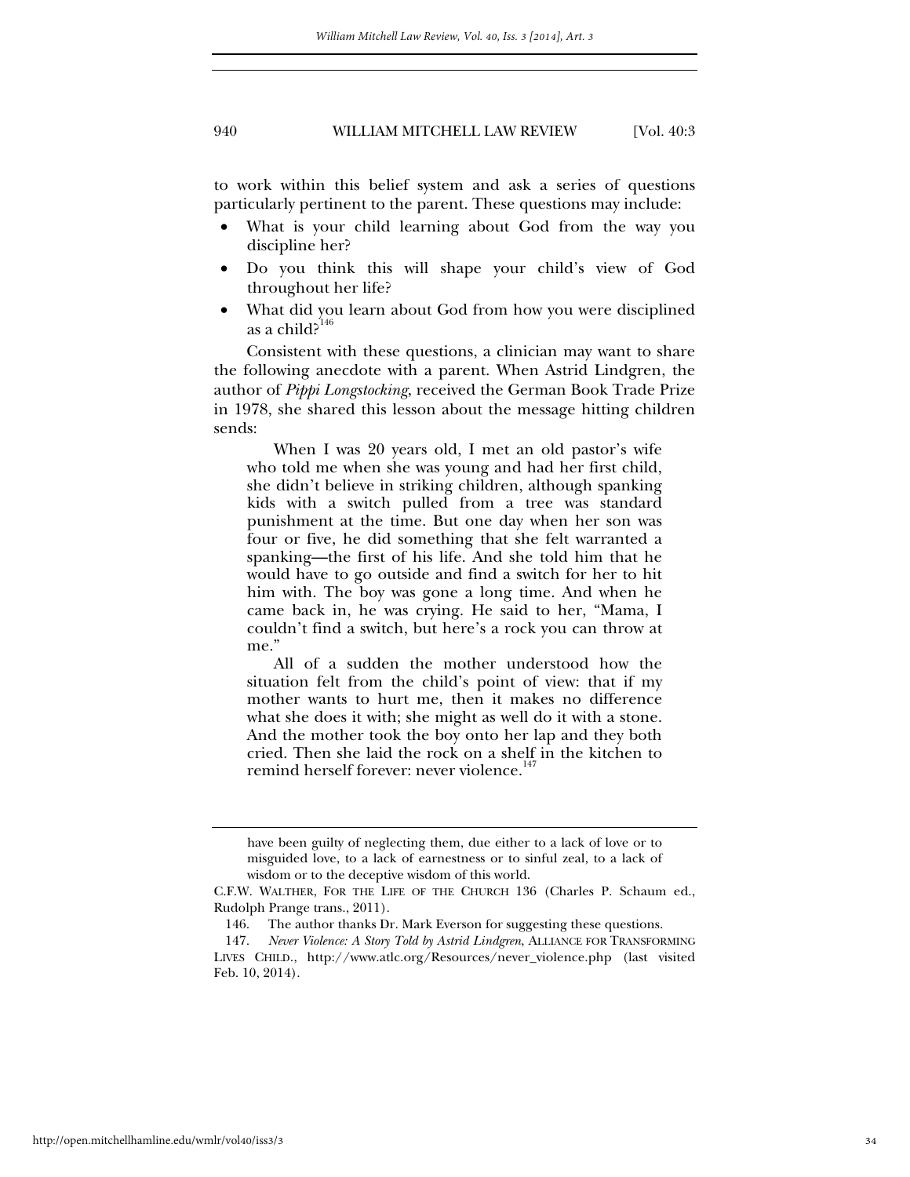to work within this belief system and ask a series of questions particularly pertinent to the parent. These questions may include:

- What is your child learning about God from the way you discipline her?
- Do you think this will shape your child's view of God throughout her life?
- What did you learn about God from how you were disciplined as a child?[146]

Consistent with these questions, a clinician may want to share the following anecdote with a parent. When Astrid Lindgren, the author of *Pippi Longstocking*, received the German Book Trade Prize in 1978, she shared this lesson about the message hitting children sends:

> When I was 20 years old, I met an old pastor's wife who told me when she was young and had her first child, she didn't believe in striking children, although spanking kids with a switch pulled from a tree was standard punishment at the time. But one day when her son was four or five, he did something that she felt warranted a spanking—the first of his life. And she told him that he would have to go outside and find a switch for her to hit him with. The boy was gone a long time. And when he came back in, he was crying. He said to her, "Mama, I couldn't find a switch, but here's a rock you can throw at me."
>
> All of a sudden the mother understood how the situation felt from the child's point of view: that if my mother wants to hurt me, then it makes no difference what she does it with; she might as well do it with a stone. And the mother took the boy onto her lap and they both cried. Then she laid the rock on a shelf in the kitchen to remind herself forever: never violence.[147]

---

> have been guilty of neglecting them, due either to a lack of love or to misguided love, to a lack of earnestness or to sinful zeal, to a lack of wisdom or to the deceptive wisdom of this world.

C.F.W. WALTHER, FOR THE LIFE OF THE CHURCH 136 (Charles P. Schaum ed., Rudolph Prange trans., 2011).

146. The author thanks Dr. Mark Everson for suggesting these questions.

147. *Never Violence: A Story Told by Astrid Lindgren*, ALLIANCE FOR TRANSFORMING LIVES CHILD., http://www.atlc.org/Resources/never_violence.php (last visited Feb. 10, 2014).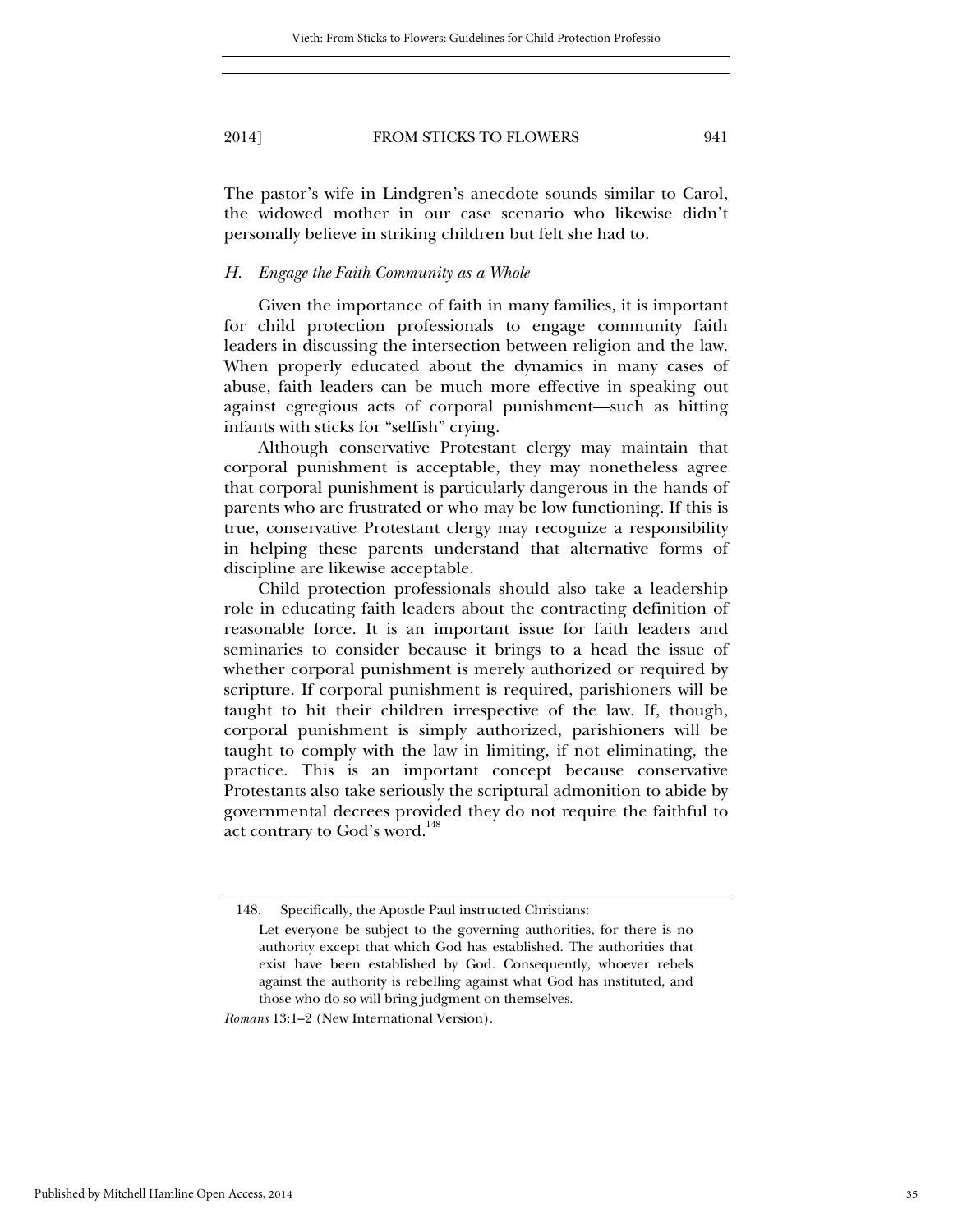The pastor's wife in Lindgren's anecdote sounds similar to Carol, the widowed mother in our case scenario who likewise didn't personally believe in striking children but felt she had to.

### *H. Engage the Faith Community as a Whole*

Given the importance of faith in many families, it is important for child protection professionals to engage community faith leaders in discussing the intersection between religion and the law. When properly educated about the dynamics in many cases of abuse, faith leaders can be much more effective in speaking out against egregious acts of corporal punishment—such as hitting infants with sticks for "selfish" crying.

Although conservative Protestant clergy may maintain that corporal punishment is acceptable, they may nonetheless agree that corporal punishment is particularly dangerous in the hands of parents who are frustrated or who may be low functioning. If this is true, conservative Protestant clergy may recognize a responsibility in helping these parents understand that alternative forms of discipline are likewise acceptable.

Child protection professionals should also take a leadership role in educating faith leaders about the contracting definition of reasonable force. It is an important issue for faith leaders and seminaries to consider because it brings to a head the issue of whether corporal punishment is merely authorized or required by scripture. If corporal punishment is required, parishioners will be taught to hit their children irrespective of the law. If, though, corporal punishment is simply authorized, parishioners will be taught to comply with the law in limiting, if not eliminating, the practice. This is an important concept because conservative Protestants also take seriously the scriptural admonition to abide by governmental decrees provided they do not require the faithful to act contrary to God's word.[148]

---

148. Specifically, the Apostle Paul instructed Christians:

> Let everyone be subject to the governing authorities, for there is no authority except that which God has established. The authorities that exist have been established by God. Consequently, whoever rebels against the authority is rebelling against what God has instituted, and those who do so will bring judgment on themselves.

*Romans* 13:1–2 (New International Version).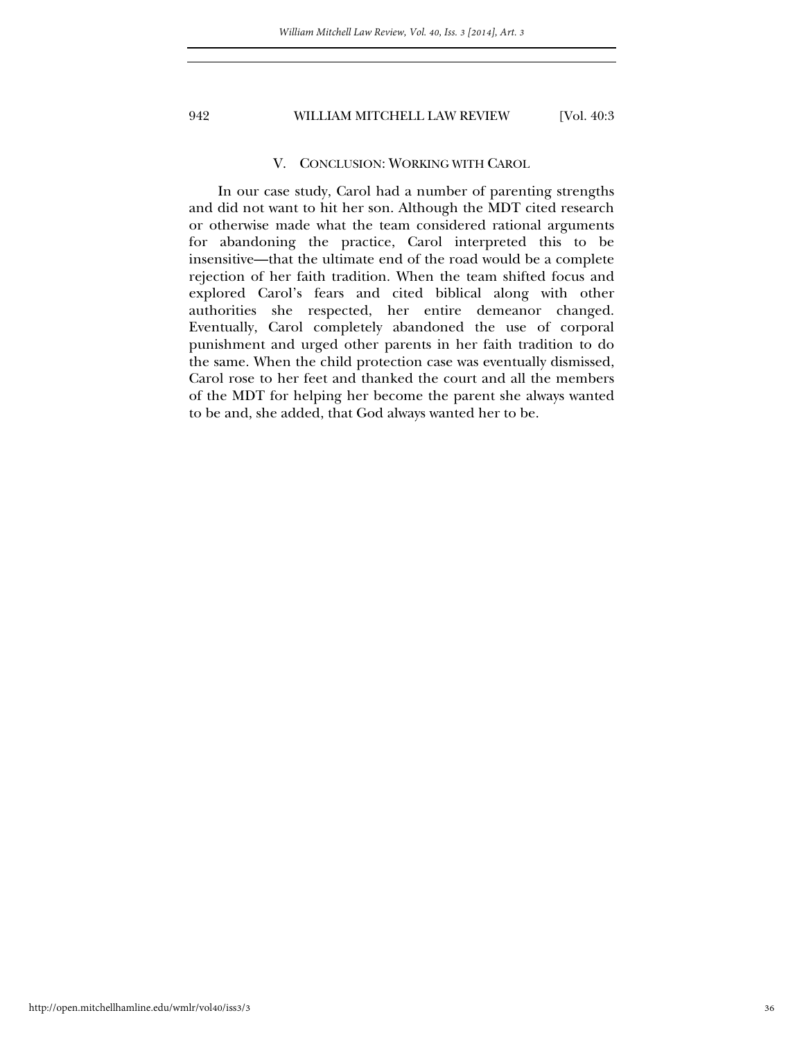## V. CONCLUSION: WORKING WITH CAROL

In our case study, Carol had a number of parenting strengths and did not want to hit her son. Although the MDT cited research or otherwise made what the team considered rational arguments for abandoning the practice, Carol interpreted this to be insensitive—that the ultimate end of the road would be a complete rejection of her faith tradition. When the team shifted focus and explored Carol's fears and cited biblical along with other authorities she respected, her entire demeanor changed. Eventually, Carol completely abandoned the use of corporal punishment and urged other parents in her faith tradition to do the same. When the child protection case was eventually dismissed, Carol rose to her feet and thanked the court and all the members of the MDT for helping her become the parent she always wanted to be and, she added, that God always wanted her to be.